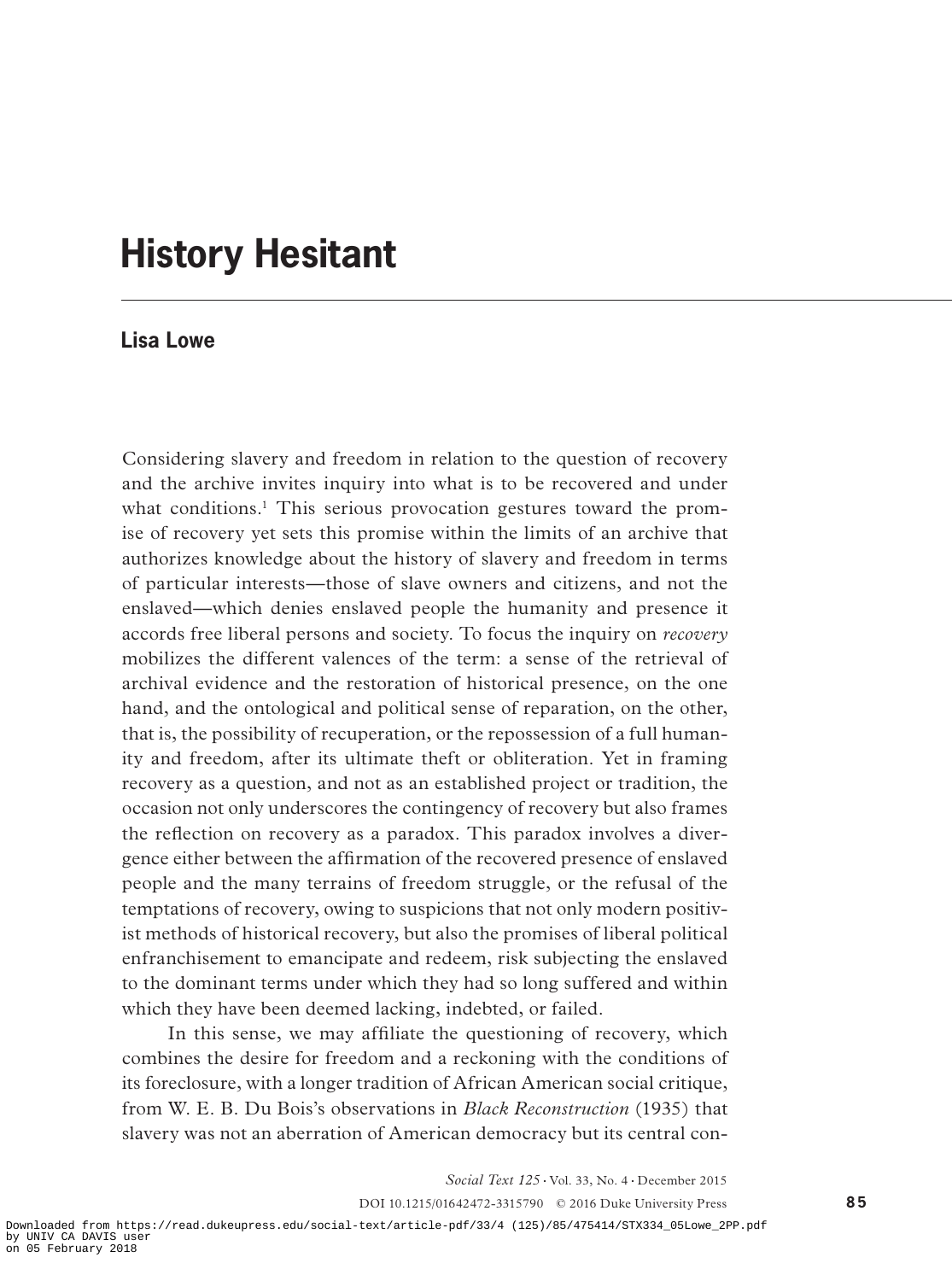# History Hesitant

## Lisa Lowe

Considering slavery and freedom in relation to the question of recovery and the archive invites inquiry into what is to be recovered and under what conditions.[1] This serious provocation gestures toward the promise of recovery yet sets this promise within the limits of an archive that authorizes knowledge about the history of slavery and freedom in terms of particular interests—those of slave owners and citizens, and not the enslaved—which denies enslaved people the humanity and presence it accords free liberal persons and society. To focus the inquiry on *recovery* mobilizes the different valences of the term: a sense of the retrieval of archival evidence and the restoration of historical presence, on the one hand, and the ontological and political sense of reparation, on the other, that is, the possibility of recuperation, or the repossession of a full humanity and freedom, after its ultimate theft or obliteration. Yet in framing recovery as a question, and not as an established project or tradition, the occasion not only underscores the contingency of recovery but also frames the reflection on recovery as a paradox. This paradox involves a divergence either between the affirmation of the recovered presence of enslaved people and the many terrains of freedom struggle, or the refusal of the temptations of recovery, owing to suspicions that not only modern positivist methods of historical recovery, but also the promises of liberal political enfranchisement to emancipate and redeem, risk subjecting the enslaved to the dominant terms under which they had so long suffered and within which they have been deemed lacking, indebted, or failed.

In this sense, we may affiliate the questioning of recovery, which combines the desire for freedom and a reckoning with the conditions of its foreclosure, with a longer tradition of African American social critique, from W. E. B. Du Bois's observations in *Black Reconstruction* (1935) that slavery was not an aberration of American democracy but its central con-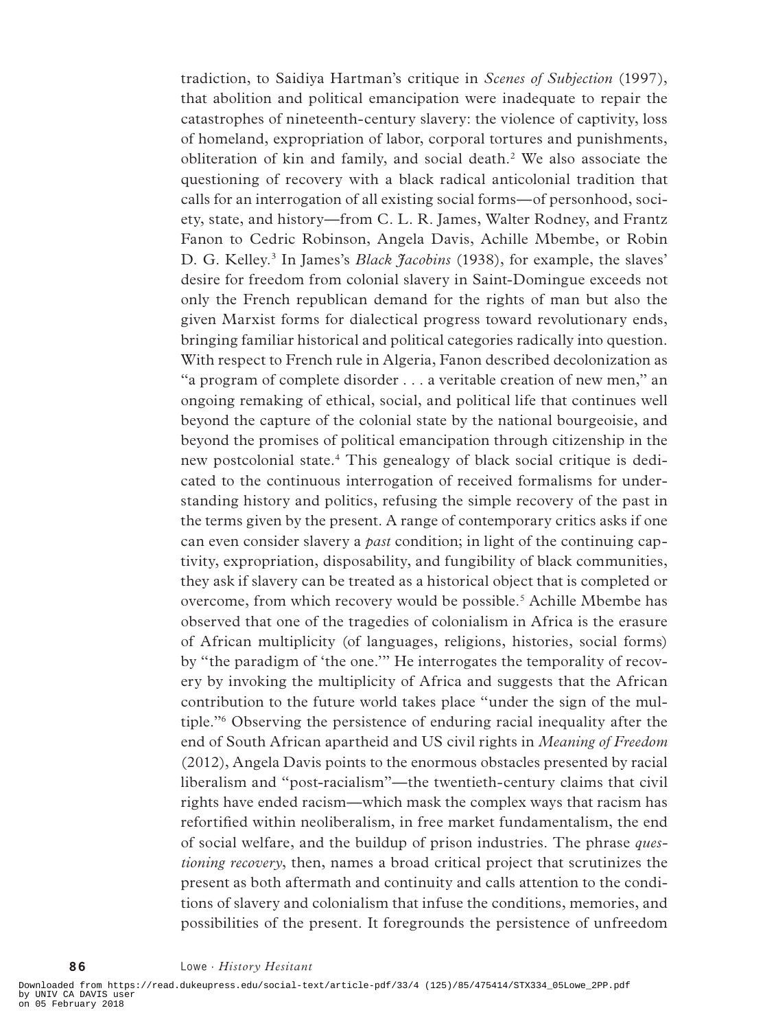tradiction, to Saidiya Hartman's critique in *Scenes of Subjection* (1997), that abolition and political emancipation were inadequate to repair the catastrophes of nineteenth-century slavery: the violence of captivity, loss of homeland, expropriation of labor, corporal tortures and punishments, obliteration of kin and family, and social death.[2] We also associate the questioning of recovery with a black radical anticolonial tradition that calls for an interrogation of all existing social forms—of personhood, society, state, and history—from C. L. R. James, Walter Rodney, and Frantz Fanon to Cedric Robinson, Angela Davis, Achille Mbembe, or Robin D. G. Kelley.[3] In James's *Black Jacobins* (1938), for example, the slaves' desire for freedom from colonial slavery in Saint-Domingue exceeds not only the French republican demand for the rights of man but also the given Marxist forms for dialectical progress toward revolutionary ends, bringing familiar historical and political categories radically into question. With respect to French rule in Algeria, Fanon described decolonization as "a program of complete disorder . . . a veritable creation of new men," an ongoing remaking of ethical, social, and political life that continues well beyond the capture of the colonial state by the national bourgeoisie, and beyond the promises of political emancipation through citizenship in the new postcolonial state.[4] This genealogy of black social critique is dedicated to the continuous interrogation of received formalisms for understanding history and politics, refusing the simple recovery of the past in the terms given by the present. A range of contemporary critics asks if one can even consider slavery a *past* condition; in light of the continuing captivity, expropriation, disposability, and fungibility of black communities, they ask if slavery can be treated as a historical object that is completed or overcome, from which recovery would be possible.[5] Achille Mbembe has observed that one of the tragedies of colonialism in Africa is the erasure of African multiplicity (of languages, religions, histories, social forms) by "the paradigm of 'the one.'" He interrogates the temporality of recovery by invoking the multiplicity of Africa and suggests that the African contribution to the future world takes place "under the sign of the multiple."[6] Observing the persistence of enduring racial inequality after the end of South African apartheid and US civil rights in *Meaning of Freedom* (2012), Angela Davis points to the enormous obstacles presented by racial liberalism and "post-racialism"—the twentieth-century claims that civil rights have ended racism—which mask the complex ways that racism has refortified within neoliberalism, in free market fundamentalism, the end of social welfare, and the buildup of prison industries. The phrase *questioning recovery*, then, names a broad critical project that scrutinizes the present as both aftermath and continuity and calls attention to the conditions of slavery and colonialism that infuse the conditions, memories, and possibilities of the present. It foregrounds the persistence of unfreedom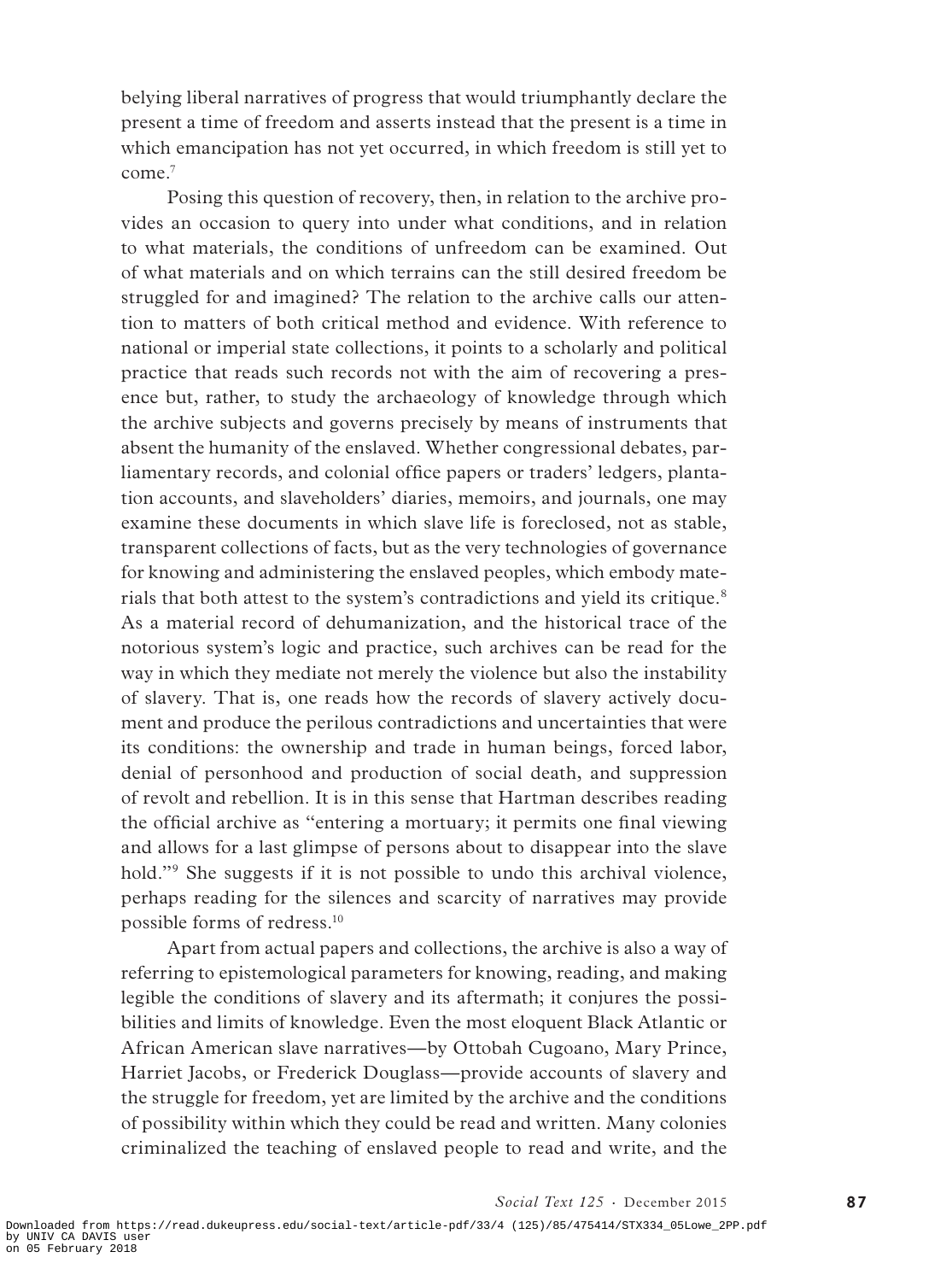belying liberal narratives of progress that would triumphantly declare the present a time of freedom and asserts instead that the present is a time in which emancipation has not yet occurred, in which freedom is still yet to come.[7]

Posing this question of recovery, then, in relation to the archive provides an occasion to query into under what conditions, and in relation to what materials, the conditions of unfreedom can be examined. Out of what materials and on which terrains can the still desired freedom be struggled for and imagined? The relation to the archive calls our attention to matters of both critical method and evidence. With reference to national or imperial state collections, it points to a scholarly and political practice that reads such records not with the aim of recovering a presence but, rather, to study the archaeology of knowledge through which the archive subjects and governs precisely by means of instruments that absent the humanity of the enslaved. Whether congressional debates, parliamentary records, and colonial office papers or traders' ledgers, plantation accounts, and slaveholders' diaries, memoirs, and journals, one may examine these documents in which slave life is foreclosed, not as stable, transparent collections of facts, but as the very technologies of governance for knowing and administering the enslaved peoples, which embody materials that both attest to the system's contradictions and yield its critique.[8] As a material record of dehumanization, and the historical trace of the notorious system's logic and practice, such archives can be read for the way in which they mediate not merely the violence but also the instability of slavery. That is, one reads how the records of slavery actively document and produce the perilous contradictions and uncertainties that were its conditions: the ownership and trade in human beings, forced labor, denial of personhood and production of social death, and suppression of revolt and rebellion. It is in this sense that Hartman describes reading the official archive as "entering a mortuary; it permits one final viewing and allows for a last glimpse of persons about to disappear into the slave hold."[9] She suggests if it is not possible to undo this archival violence, perhaps reading for the silences and scarcity of narratives may provide possible forms of redress.[10]

Apart from actual papers and collections, the archive is also a way of referring to epistemological parameters for knowing, reading, and making legible the conditions of slavery and its aftermath; it conjures the possibilities and limits of knowledge. Even the most eloquent Black Atlantic or African American slave narratives—by Ottobah Cugoano, Mary Prince, Harriet Jacobs, or Frederick Douglass—provide accounts of slavery and the struggle for freedom, yet are limited by the archive and the conditions of possibility within which they could be read and written. Many colonies criminalized the teaching of enslaved people to read and write, and the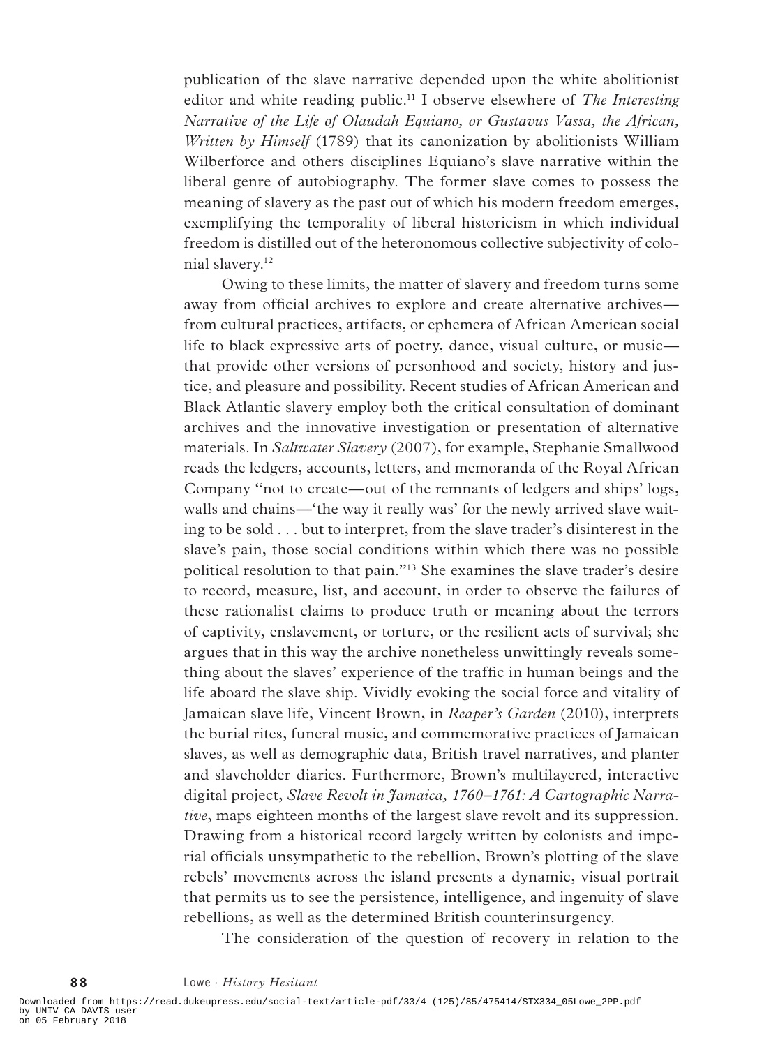publication of the slave narrative depended upon the white abolitionist editor and white reading public.[11] I observe elsewhere of *The Interesting Narrative of the Life of Olaudah Equiano, or Gustavus Vassa, the African, Written by Himself* (1789) that its canonization by abolitionists William Wilberforce and others disciplines Equiano's slave narrative within the liberal genre of autobiography. The former slave comes to possess the meaning of slavery as the past out of which his modern freedom emerges, exemplifying the temporality of liberal historicism in which individual freedom is distilled out of the heteronomous collective subjectivity of colonial slavery.[12]

Owing to these limits, the matter of slavery and freedom turns some away from official archives to explore and create alternative archives—from cultural practices, artifacts, or ephemera of African American social life to black expressive arts of poetry, dance, visual culture, or music—that provide other versions of personhood and society, history and justice, and pleasure and possibility. Recent studies of African American and Black Atlantic slavery employ both the critical consultation of dominant archives and the innovative investigation or presentation of alternative materials. In *Saltwater Slavery* (2007), for example, Stephanie Smallwood reads the ledgers, accounts, letters, and memoranda of the Royal African Company "not to create—out of the remnants of ledgers and ships' logs, walls and chains—'the way it really was' for the newly arrived slave waiting to be sold . . . but to interpret, from the slave trader's disinterest in the slave's pain, those social conditions within which there was no possible political resolution to that pain."[13] She examines the slave trader's desire to record, measure, list, and account, in order to observe the failures of these rationalist claims to produce truth or meaning about the terrors of captivity, enslavement, or torture, or the resilient acts of survival; she argues that in this way the archive nonetheless unwittingly reveals something about the slaves' experience of the traffic in human beings and the life aboard the slave ship. Vividly evoking the social force and vitality of Jamaican slave life, Vincent Brown, in *Reaper's Garden* (2010), interprets the burial rites, funeral music, and commemorative practices of Jamaican slaves, as well as demographic data, British travel narratives, and planter and slaveholder diaries. Furthermore, Brown's multilayered, interactive digital project, *Slave Revolt in Jamaica, 1760–1761: A Cartographic Narrative*, maps eighteen months of the largest slave revolt and its suppression. Drawing from a historical record largely written by colonists and imperial officials unsympathetic to the rebellion, Brown's plotting of the slave rebels' movements across the island presents a dynamic, visual portrait that permits us to see the persistence, intelligence, and ingenuity of slave rebellions, as well as the determined British counterinsurgency.

The consideration of the question of recovery in relation to the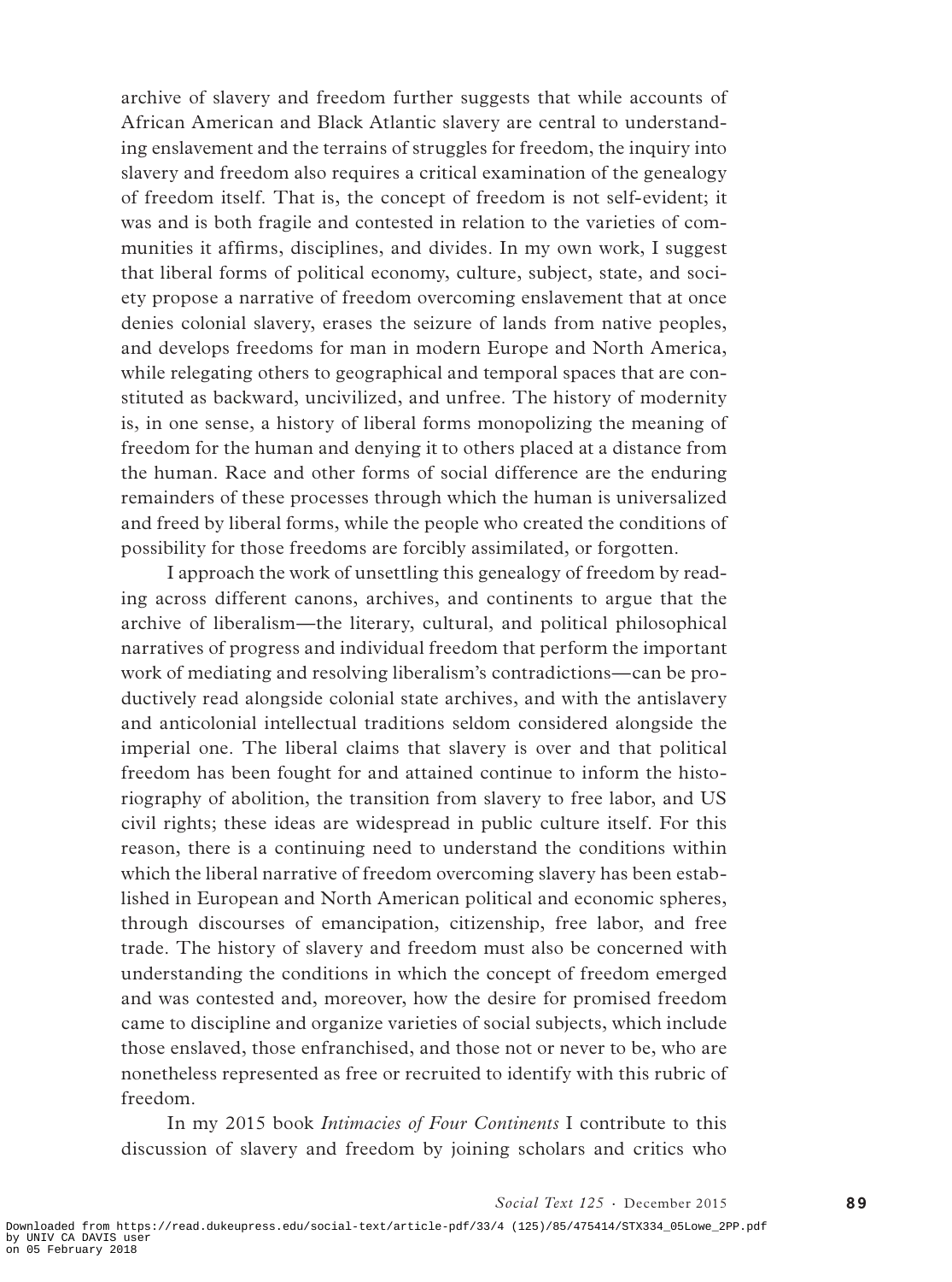archive of slavery and freedom further suggests that while accounts of African American and Black Atlantic slavery are central to understanding enslavement and the terrains of struggles for freedom, the inquiry into slavery and freedom also requires a critical examination of the genealogy of freedom itself. That is, the concept of freedom is not self-evident; it was and is both fragile and contested in relation to the varieties of communities it affirms, disciplines, and divides. In my own work, I suggest that liberal forms of political economy, culture, subject, state, and society propose a narrative of freedom overcoming enslavement that at once denies colonial slavery, erases the seizure of lands from native peoples, and develops freedoms for man in modern Europe and North America, while relegating others to geographical and temporal spaces that are constituted as backward, uncivilized, and unfree. The history of modernity is, in one sense, a history of liberal forms monopolizing the meaning of freedom for the human and denying it to others placed at a distance from the human. Race and other forms of social difference are the enduring remainders of these processes through which the human is universalized and freed by liberal forms, while the people who created the conditions of possibility for those freedoms are forcibly assimilated, or forgotten.

I approach the work of unsettling this genealogy of freedom by reading across different canons, archives, and continents to argue that the archive of liberalism—the literary, cultural, and political philosophical narratives of progress and individual freedom that perform the important work of mediating and resolving liberalism's contradictions—can be productively read alongside colonial state archives, and with the antislavery and anticolonial intellectual traditions seldom considered alongside the imperial one. The liberal claims that slavery is over and that political freedom has been fought for and attained continue to inform the historiography of abolition, the transition from slavery to free labor, and US civil rights; these ideas are widespread in public culture itself. For this reason, there is a continuing need to understand the conditions within which the liberal narrative of freedom overcoming slavery has been established in European and North American political and economic spheres, through discourses of emancipation, citizenship, free labor, and free trade. The history of slavery and freedom must also be concerned with understanding the conditions in which the concept of freedom emerged and was contested and, moreover, how the desire for promised freedom came to discipline and organize varieties of social subjects, which include those enslaved, those enfranchised, and those not or never to be, who are nonetheless represented as free or recruited to identify with this rubric of freedom.

In my 2015 book *Intimacies of Four Continents* I contribute to this discussion of slavery and freedom by joining scholars and critics who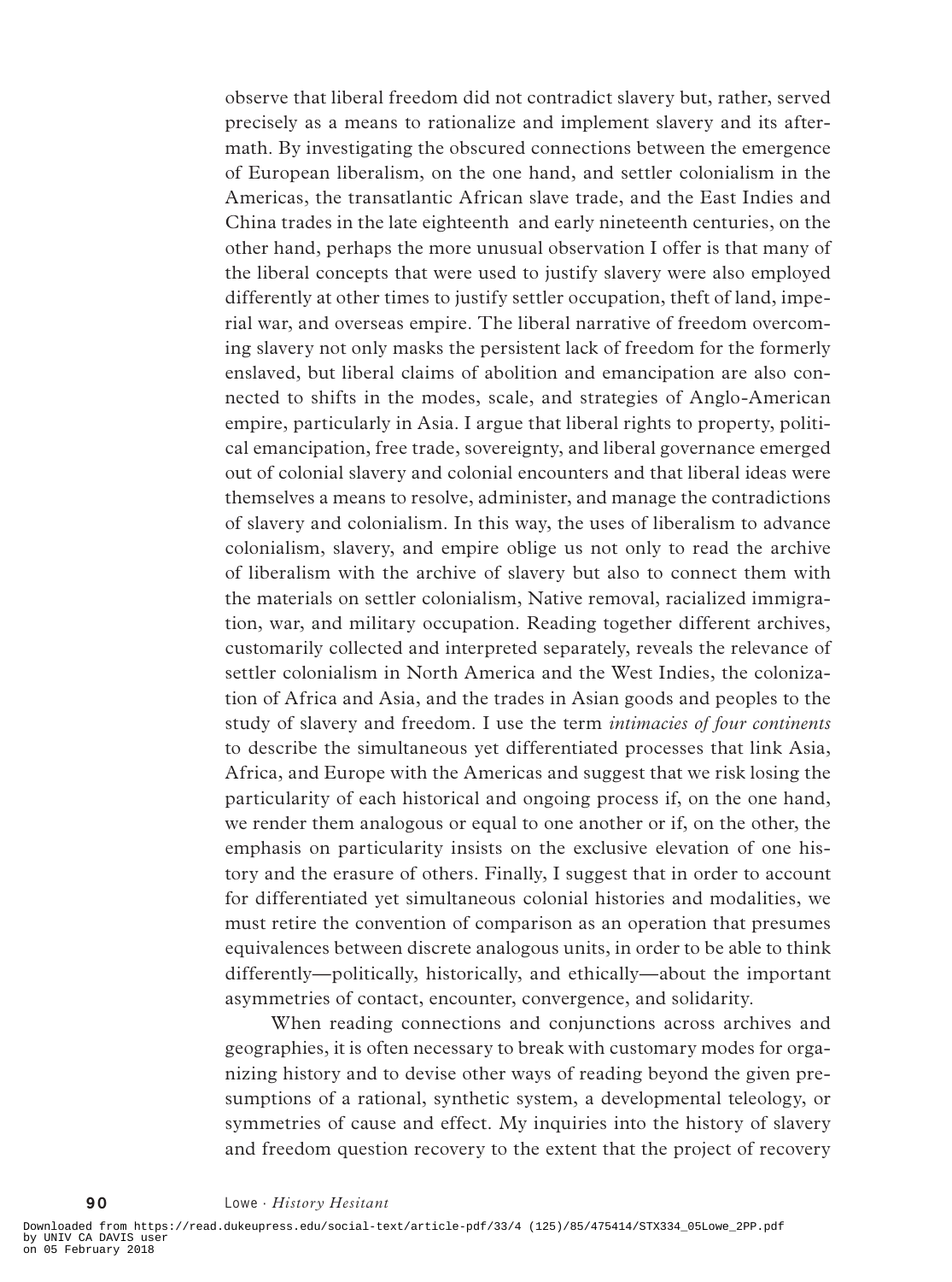observe that liberal freedom did not contradict slavery but, rather, served precisely as a means to rationalize and implement slavery and its aftermath. By investigating the obscured connections between the emergence of European liberalism, on the one hand, and settler colonialism in the Americas, the transatlantic African slave trade, and the East Indies and China trades in the late eighteenth and early nineteenth centuries, on the other hand, perhaps the more unusual observation I offer is that many of the liberal concepts that were used to justify slavery were also employed differently at other times to justify settler occupation, theft of land, imperial war, and overseas empire. The liberal narrative of freedom overcoming slavery not only masks the persistent lack of freedom for the formerly enslaved, but liberal claims of abolition and emancipation are also connected to shifts in the modes, scale, and strategies of Anglo-American empire, particularly in Asia. I argue that liberal rights to property, political emancipation, free trade, sovereignty, and liberal governance emerged out of colonial slavery and colonial encounters and that liberal ideas were themselves a means to resolve, administer, and manage the contradictions of slavery and colonialism. In this way, the uses of liberalism to advance colonialism, slavery, and empire oblige us not only to read the archive of liberalism with the archive of slavery but also to connect them with the materials on settler colonialism, Native removal, racialized immigration, war, and military occupation. Reading together different archives, customarily collected and interpreted separately, reveals the relevance of settler colonialism in North America and the West Indies, the colonization of Africa and Asia, and the trades in Asian goods and peoples to the study of slavery and freedom. I use the term *intimacies of four continents* to describe the simultaneous yet differentiated processes that link Asia, Africa, and Europe with the Americas and suggest that we risk losing the particularity of each historical and ongoing process if, on the one hand, we render them analogous or equal to one another or if, on the other, the emphasis on particularity insists on the exclusive elevation of one history and the erasure of others. Finally, I suggest that in order to account for differentiated yet simultaneous colonial histories and modalities, we must retire the convention of comparison as an operation that presumes equivalences between discrete analogous units, in order to be able to think differently—politically, historically, and ethically—about the important asymmetries of contact, encounter, convergence, and solidarity.

When reading connections and conjunctions across archives and geographies, it is often necessary to break with customary modes for organizing history and to devise other ways of reading beyond the given presumptions of a rational, synthetic system, a developmental teleology, or symmetries of cause and effect. My inquiries into the history of slavery and freedom question recovery to the extent that the project of recovery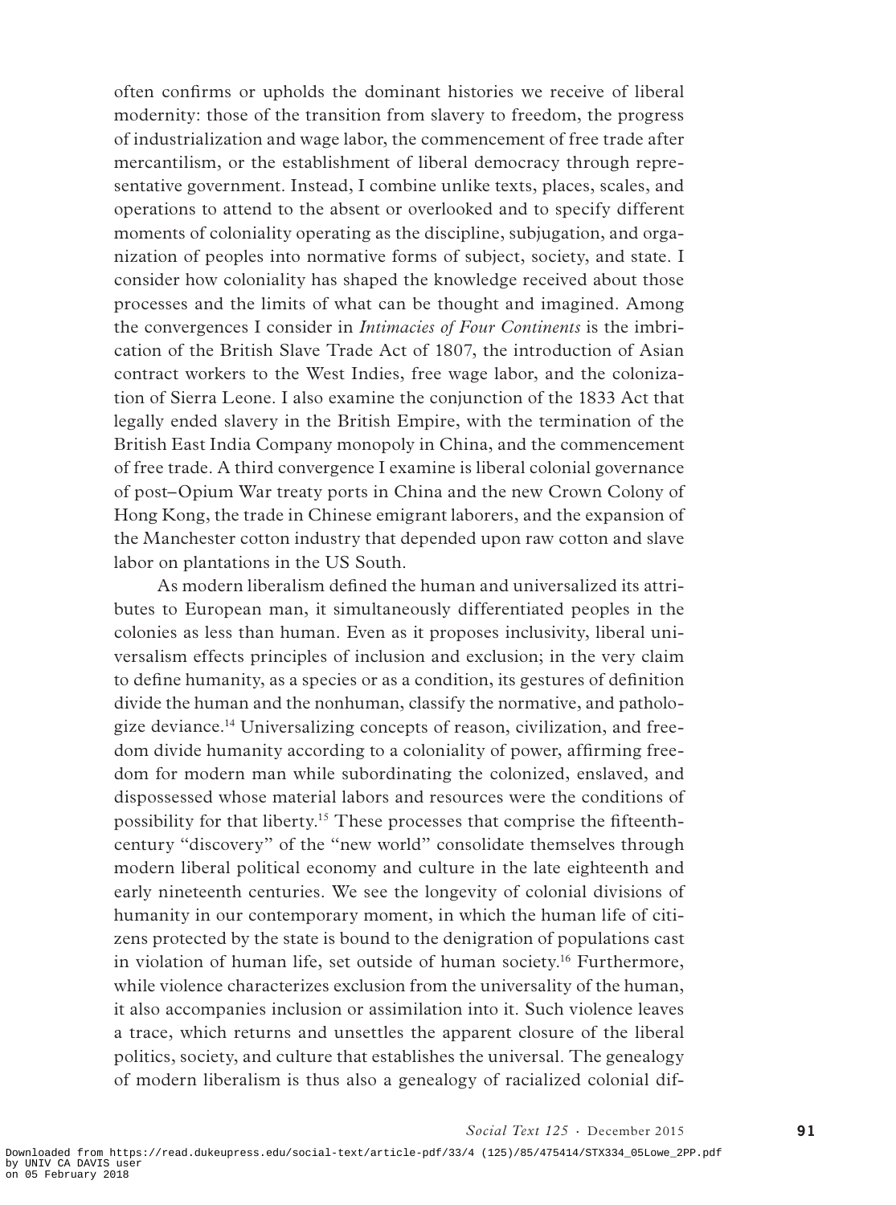often confirms or upholds the dominant histories we receive of liberal modernity: those of the transition from slavery to freedom, the progress of industrialization and wage labor, the commencement of free trade after mercantilism, or the establishment of liberal democracy through representative government. Instead, I combine unlike texts, places, scales, and operations to attend to the absent or overlooked and to specify different moments of coloniality operating as the discipline, subjugation, and organization of peoples into normative forms of subject, society, and state. I consider how coloniality has shaped the knowledge received about those processes and the limits of what can be thought and imagined. Among the convergences I consider in *Intimacies of Four Continents* is the imbrication of the British Slave Trade Act of 1807, the introduction of Asian contract workers to the West Indies, free wage labor, and the colonization of Sierra Leone. I also examine the conjunction of the 1833 Act that legally ended slavery in the British Empire, with the termination of the British East India Company monopoly in China, and the commencement of free trade. A third convergence I examine is liberal colonial governance of post–Opium War treaty ports in China and the new Crown Colony of Hong Kong, the trade in Chinese emigrant laborers, and the expansion of the Manchester cotton industry that depended upon raw cotton and slave labor on plantations in the US South.

As modern liberalism defined the human and universalized its attributes to European man, it simultaneously differentiated peoples in the colonies as less than human. Even as it proposes inclusivity, liberal universalism effects principles of inclusion and exclusion; in the very claim to define humanity, as a species or as a condition, its gestures of definition divide the human and the nonhuman, classify the normative, and pathologize deviance.[14] Universalizing concepts of reason, civilization, and freedom divide humanity according to a coloniality of power, affirming freedom for modern man while subordinating the colonized, enslaved, and dispossessed whose material labors and resources were the conditions of possibility for that liberty.[15] These processes that comprise the fifteenth-century "discovery" of the "new world" consolidate themselves through modern liberal political economy and culture in the late eighteenth and early nineteenth centuries. We see the longevity of colonial divisions of humanity in our contemporary moment, in which the human life of citizens protected by the state is bound to the denigration of populations cast in violation of human life, set outside of human society.[16] Furthermore, while violence characterizes exclusion from the universality of the human, it also accompanies inclusion or assimilation into it. Such violence leaves a trace, which returns and unsettles the apparent closure of the liberal politics, society, and culture that establishes the universal. The genealogy of modern liberalism is thus also a genealogy of racialized colonial dif-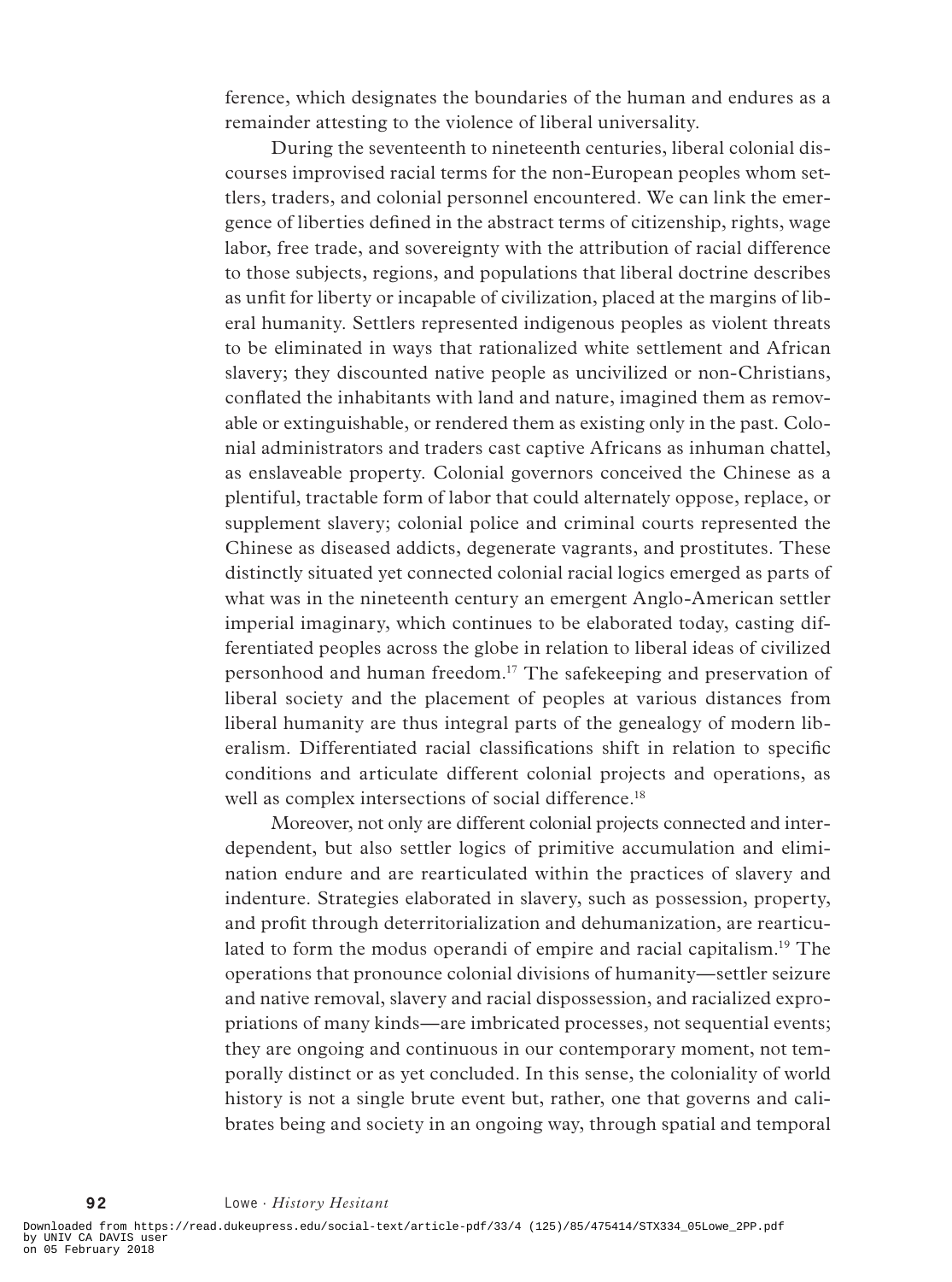ference, which designates the boundaries of the human and endures as a remainder attesting to the violence of liberal universality.

During the seventeenth to nineteenth centuries, liberal colonial discourses improvised racial terms for the non-European peoples whom settlers, traders, and colonial personnel encountered. We can link the emergence of liberties defined in the abstract terms of citizenship, rights, wage labor, free trade, and sovereignty with the attribution of racial difference to those subjects, regions, and populations that liberal doctrine describes as unfit for liberty or incapable of civilization, placed at the margins of liberal humanity. Settlers represented indigenous peoples as violent threats to be eliminated in ways that rationalized white settlement and African slavery; they discounted native people as uncivilized or non-Christians, conflated the inhabitants with land and nature, imagined them as removable or extinguishable, or rendered them as existing only in the past. Colonial administrators and traders cast captive Africans as inhuman chattel, as enslaveable property. Colonial governors conceived the Chinese as a plentiful, tractable form of labor that could alternately oppose, replace, or supplement slavery; colonial police and criminal courts represented the Chinese as diseased addicts, degenerate vagrants, and prostitutes. These distinctly situated yet connected colonial racial logics emerged as parts of what was in the nineteenth century an emergent Anglo-American settler imperial imaginary, which continues to be elaborated today, casting differentiated peoples across the globe in relation to liberal ideas of civilized personhood and human freedom.[17] The safekeeping and preservation of liberal society and the placement of peoples at various distances from liberal humanity are thus integral parts of the genealogy of modern liberalism. Differentiated racial classifications shift in relation to specific conditions and articulate different colonial projects and operations, as well as complex intersections of social difference.[18]

Moreover, not only are different colonial projects connected and interdependent, but also settler logics of primitive accumulation and elimination endure and are rearticulated within the practices of slavery and indenture. Strategies elaborated in slavery, such as possession, property, and profit through deterritorialization and dehumanization, are rearticulated to form the modus operandi of empire and racial capitalism.[19] The operations that pronounce colonial divisions of humanity—settler seizure and native removal, slavery and racial dispossession, and racialized expropriations of many kinds—are imbricated processes, not sequential events; they are ongoing and continuous in our contemporary moment, not temporally distinct or as yet concluded. In this sense, the coloniality of world history is not a single brute event but, rather, one that governs and calibrates being and society in an ongoing way, through spatial and temporal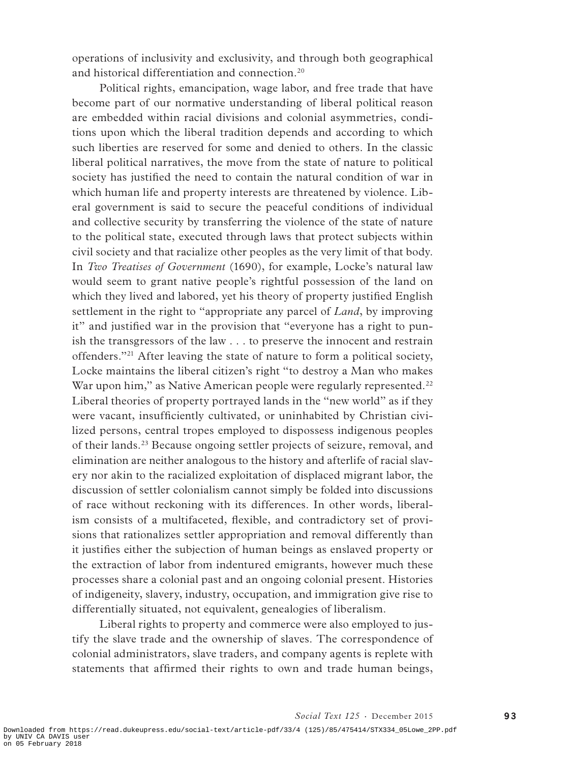operations of inclusivity and exclusivity, and through both geographical and historical differentiation and connection.[20]

Political rights, emancipation, wage labor, and free trade that have become part of our normative understanding of liberal political reason are embedded within racial divisions and colonial asymmetries, conditions upon which the liberal tradition depends and according to which such liberties are reserved for some and denied to others. In the classic liberal political narratives, the move from the state of nature to political society has justified the need to contain the natural condition of war in which human life and property interests are threatened by violence. Liberal government is said to secure the peaceful conditions of individual and collective security by transferring the violence of the state of nature to the political state, executed through laws that protect subjects within civil society and that racialize other peoples as the very limit of that body. In *Two Treatises of Government* (1690), for example, Locke's natural law would seem to grant native people's rightful possession of the land on which they lived and labored, yet his theory of property justified English settlement in the right to "appropriate any parcel of *Land*, by improving it" and justified war in the provision that "everyone has a right to punish the transgressors of the law . . . to preserve the innocent and restrain offenders."[21] After leaving the state of nature to form a political society, Locke maintains the liberal citizen's right "to destroy a Man who makes War upon him," as Native American people were regularly represented.[22] Liberal theories of property portrayed lands in the "new world" as if they were vacant, insufficiently cultivated, or uninhabited by Christian civilized persons, central tropes employed to dispossess indigenous peoples of their lands.[23] Because ongoing settler projects of seizure, removal, and elimination are neither analogous to the history and afterlife of racial slavery nor akin to the racialized exploitation of displaced migrant labor, the discussion of settler colonialism cannot simply be folded into discussions of race without reckoning with its differences. In other words, liberalism consists of a multifaceted, flexible, and contradictory set of provisions that rationalizes settler appropriation and removal differently than it justifies either the subjection of human beings as enslaved property or the extraction of labor from indentured emigrants, however much these processes share a colonial past and an ongoing colonial present. Histories of indigeneity, slavery, industry, occupation, and immigration give rise to differentially situated, not equivalent, genealogies of liberalism.

Liberal rights to property and commerce were also employed to justify the slave trade and the ownership of slaves. The correspondence of colonial administrators, slave traders, and company agents is replete with statements that affirmed their rights to own and trade human beings,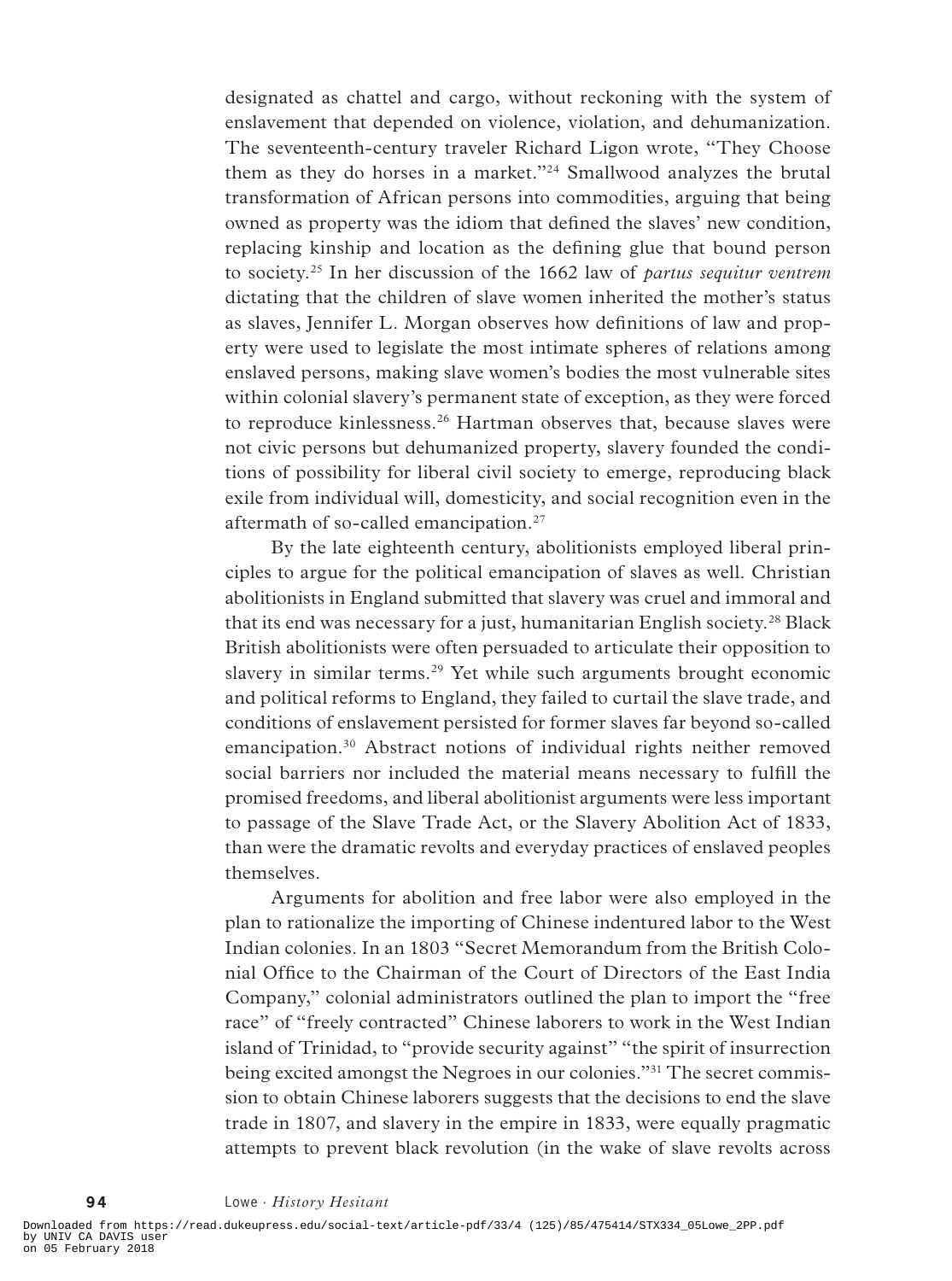designated as chattel and cargo, without reckoning with the system of enslavement that depended on violence, violation, and dehumanization. The seventeenth-century traveler Richard Ligon wrote, "They Choose them as they do horses in a market."[24] Smallwood analyzes the brutal transformation of African persons into commodities, arguing that being owned as property was the idiom that defined the slaves' new condition, replacing kinship and location as the defining glue that bound person to society.[25] In her discussion of the 1662 law of *partus sequitur ventrem* dictating that the children of slave women inherited the mother's status as slaves, Jennifer L. Morgan observes how definitions of law and property were used to legislate the most intimate spheres of relations among enslaved persons, making slave women's bodies the most vulnerable sites within colonial slavery's permanent state of exception, as they were forced to reproduce kinlessness.[26] Hartman observes that, because slaves were not civic persons but dehumanized property, slavery founded the conditions of possibility for liberal civil society to emerge, reproducing black exile from individual will, domesticity, and social recognition even in the aftermath of so-called emancipation.[27]

By the late eighteenth century, abolitionists employed liberal principles to argue for the political emancipation of slaves as well. Christian abolitionists in England submitted that slavery was cruel and immoral and that its end was necessary for a just, humanitarian English society.[28] Black British abolitionists were often persuaded to articulate their opposition to slavery in similar terms.[29] Yet while such arguments brought economic and political reforms to England, they failed to curtail the slave trade, and conditions of enslavement persisted for former slaves far beyond so-called emancipation.[30] Abstract notions of individual rights neither removed social barriers nor included the material means necessary to fulfill the promised freedoms, and liberal abolitionist arguments were less important to passage of the Slave Trade Act, or the Slavery Abolition Act of 1833, than were the dramatic revolts and everyday practices of enslaved peoples themselves.

Arguments for abolition and free labor were also employed in the plan to rationalize the importing of Chinese indentured labor to the West Indian colonies. In an 1803 "Secret Memorandum from the British Colonial Office to the Chairman of the Court of Directors of the East India Company," colonial administrators outlined the plan to import the "free race" of "freely contracted" Chinese laborers to work in the West Indian island of Trinidad, to "provide security against" "the spirit of insurrection being excited amongst the Negroes in our colonies."[31] The secret commission to obtain Chinese laborers suggests that the decisions to end the slave trade in 1807, and slavery in the empire in 1833, were equally pragmatic attempts to prevent black revolution (in the wake of slave revolts across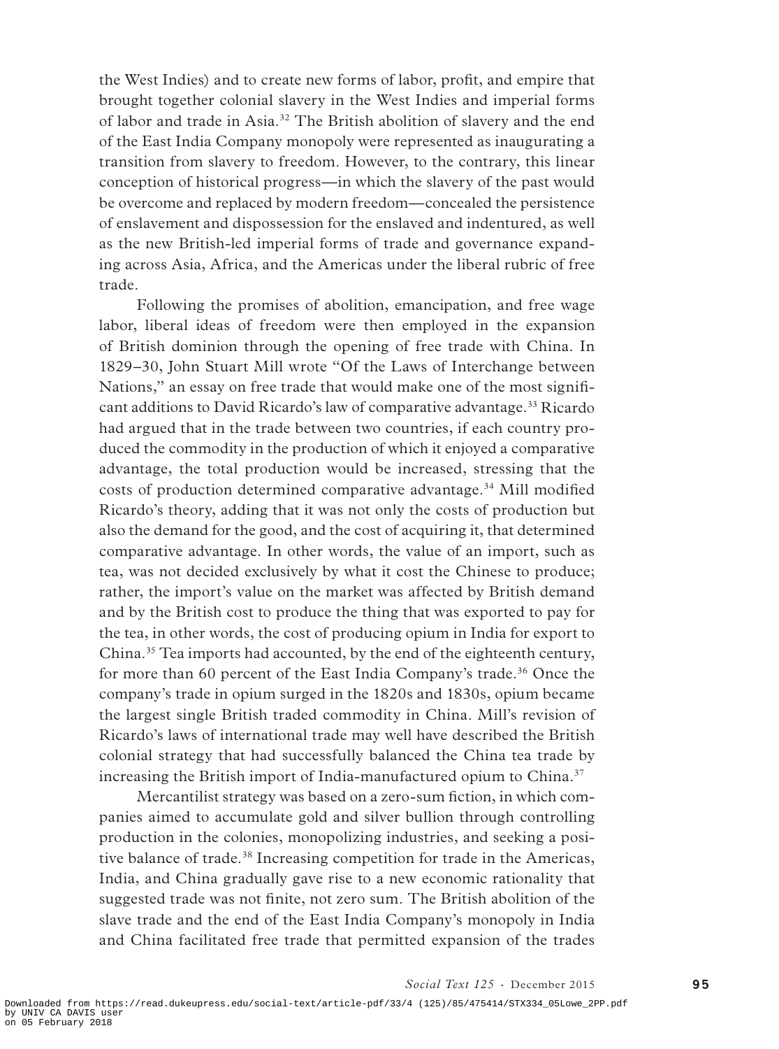the West Indies) and to create new forms of labor, profit, and empire that brought together colonial slavery in the West Indies and imperial forms of labor and trade in Asia.[32] The British abolition of slavery and the end of the East India Company monopoly were represented as inaugurating a transition from slavery to freedom. However, to the contrary, this linear conception of historical progress—in which the slavery of the past would be overcome and replaced by modern freedom—concealed the persistence of enslavement and dispossession for the enslaved and indentured, as well as the new British-led imperial forms of trade and governance expanding across Asia, Africa, and the Americas under the liberal rubric of free trade.

Following the promises of abolition, emancipation, and free wage labor, liberal ideas of freedom were then employed in the expansion of British dominion through the opening of free trade with China. In 1829–30, John Stuart Mill wrote "Of the Laws of Interchange between Nations," an essay on free trade that would make one of the most significant additions to David Ricardo's law of comparative advantage.[33] Ricardo had argued that in the trade between two countries, if each country produced the commodity in the production of which it enjoyed a comparative advantage, the total production would be increased, stressing that the costs of production determined comparative advantage.[34] Mill modified Ricardo's theory, adding that it was not only the costs of production but also the demand for the good, and the cost of acquiring it, that determined comparative advantage. In other words, the value of an import, such as tea, was not decided exclusively by what it cost the Chinese to produce; rather, the import's value on the market was affected by British demand and by the British cost to produce the thing that was exported to pay for the tea, in other words, the cost of producing opium in India for export to China.[35] Tea imports had accounted, by the end of the eighteenth century, for more than 60 percent of the East India Company's trade.[36] Once the company's trade in opium surged in the 1820s and 1830s, opium became the largest single British traded commodity in China. Mill's revision of Ricardo's laws of international trade may well have described the British colonial strategy that had successfully balanced the China tea trade by increasing the British import of India-manufactured opium to China.[37]

Mercantilist strategy was based on a zero-sum fiction, in which companies aimed to accumulate gold and silver bullion through controlling production in the colonies, monopolizing industries, and seeking a positive balance of trade.[38] Increasing competition for trade in the Americas, India, and China gradually gave rise to a new economic rationality that suggested trade was not finite, not zero sum. The British abolition of the slave trade and the end of the East India Company's monopoly in India and China facilitated free trade that permitted expansion of the trades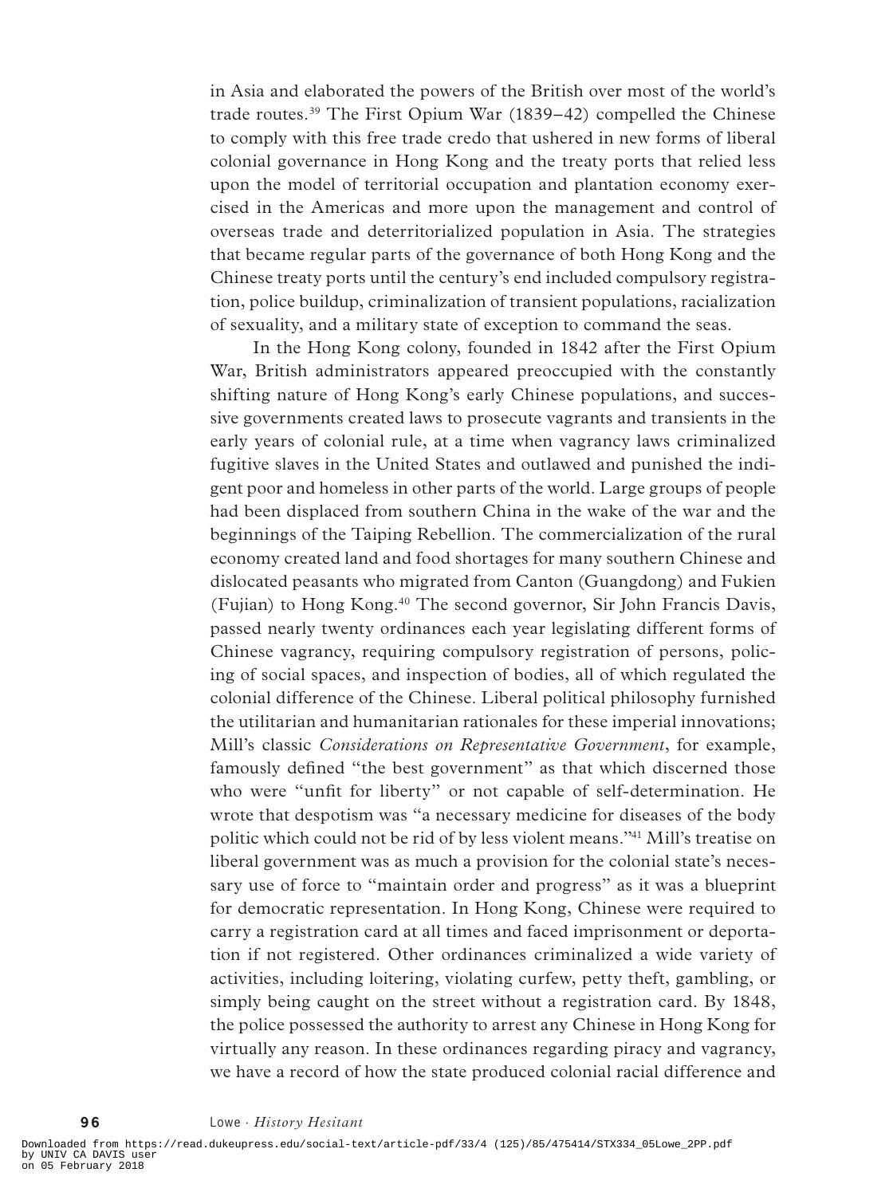in Asia and elaborated the powers of the British over most of the world's trade routes.[39] The First Opium War (1839–42) compelled the Chinese to comply with this free trade credo that ushered in new forms of liberal colonial governance in Hong Kong and the treaty ports that relied less upon the model of territorial occupation and plantation economy exercised in the Americas and more upon the management and control of overseas trade and deterritorialized population in Asia. The strategies that became regular parts of the governance of both Hong Kong and the Chinese treaty ports until the century's end included compulsory registration, police buildup, criminalization of transient populations, racialization of sexuality, and a military state of exception to command the seas.

In the Hong Kong colony, founded in 1842 after the First Opium War, British administrators appeared preoccupied with the constantly shifting nature of Hong Kong's early Chinese populations, and successive governments created laws to prosecute vagrants and transients in the early years of colonial rule, at a time when vagrancy laws criminalized fugitive slaves in the United States and outlawed and punished the indigent poor and homeless in other parts of the world. Large groups of people had been displaced from southern China in the wake of the war and the beginnings of the Taiping Rebellion. The commercialization of the rural economy created land and food shortages for many southern Chinese and dislocated peasants who migrated from Canton (Guangdong) and Fukien (Fujian) to Hong Kong.[40] The second governor, Sir John Francis Davis, passed nearly twenty ordinances each year legislating different forms of Chinese vagrancy, requiring compulsory registration of persons, policing of social spaces, and inspection of bodies, all of which regulated the colonial difference of the Chinese. Liberal political philosophy furnished the utilitarian and humanitarian rationales for these imperial innovations; Mill's classic *Considerations on Representative Government*, for example, famously defined "the best government" as that which discerned those who were "unfit for liberty" or not capable of self-determination. He wrote that despotism was "a necessary medicine for diseases of the body politic which could not be rid of by less violent means."[41] Mill's treatise on liberal government was as much a provision for the colonial state's necessary use of force to "maintain order and progress" as it was a blueprint for democratic representation. In Hong Kong, Chinese were required to carry a registration card at all times and faced imprisonment or deportation if not registered. Other ordinances criminalized a wide variety of activities, including loitering, violating curfew, petty theft, gambling, or simply being caught on the street without a registration card. By 1848, the police possessed the authority to arrest any Chinese in Hong Kong for virtually any reason. In these ordinances regarding piracy and vagrancy, we have a record of how the state produced colonial racial difference and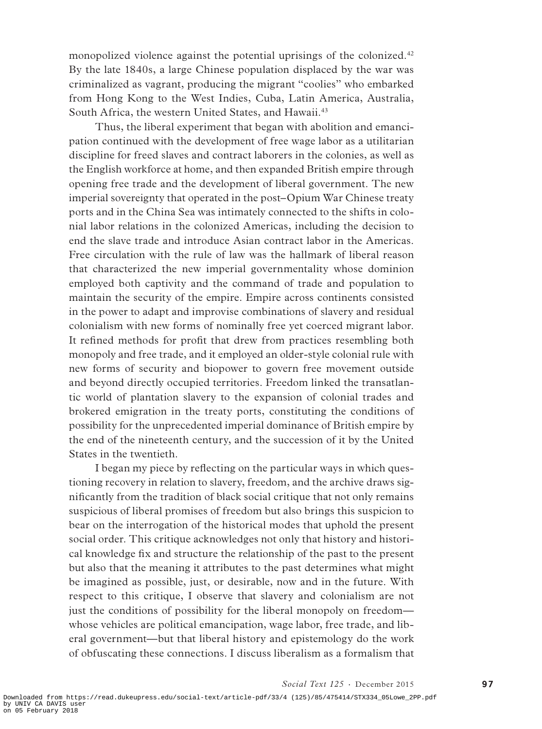monopolized violence against the potential uprisings of the colonized.[42] By the late 1840s, a large Chinese population displaced by the war was criminalized as vagrant, producing the migrant "coolies" who embarked from Hong Kong to the West Indies, Cuba, Latin America, Australia, South Africa, the western United States, and Hawaii.[43]

Thus, the liberal experiment that began with abolition and emancipation continued with the development of free wage labor as a utilitarian discipline for freed slaves and contract laborers in the colonies, as well as the English workforce at home, and then expanded British empire through opening free trade and the development of liberal government. The new imperial sovereignty that operated in the post–Opium War Chinese treaty ports and in the China Sea was intimately connected to the shifts in colonial labor relations in the colonized Americas, including the decision to end the slave trade and introduce Asian contract labor in the Americas. Free circulation with the rule of law was the hallmark of liberal reason that characterized the new imperial governmentality whose dominion employed both captivity and the command of trade and population to maintain the security of the empire. Empire across continents consisted in the power to adapt and improvise combinations of slavery and residual colonialism with new forms of nominally free yet coerced migrant labor. It refined methods for profit that drew from practices resembling both monopoly and free trade, and it employed an older-style colonial rule with new forms of security and biopower to govern free movement outside and beyond directly occupied territories. Freedom linked the transatlantic world of plantation slavery to the expansion of colonial trades and brokered emigration in the treaty ports, constituting the conditions of possibility for the unprecedented imperial dominance of British empire by the end of the nineteenth century, and the succession of it by the United States in the twentieth.

I began my piece by reflecting on the particular ways in which questioning recovery in relation to slavery, freedom, and the archive draws significantly from the tradition of black social critique that not only remains suspicious of liberal promises of freedom but also brings this suspicion to bear on the interrogation of the historical modes that uphold the present social order. This critique acknowledges not only that history and historical knowledge fix and structure the relationship of the past to the present but also that the meaning it attributes to the past determines what might be imagined as possible, just, or desirable, now and in the future. With respect to this critique, I observe that slavery and colonialism are not just the conditions of possibility for the liberal monopoly on freedom—whose vehicles are political emancipation, wage labor, free trade, and liberal government—but that liberal history and epistemology do the work of obfuscating these connections. I discuss liberalism as a formalism that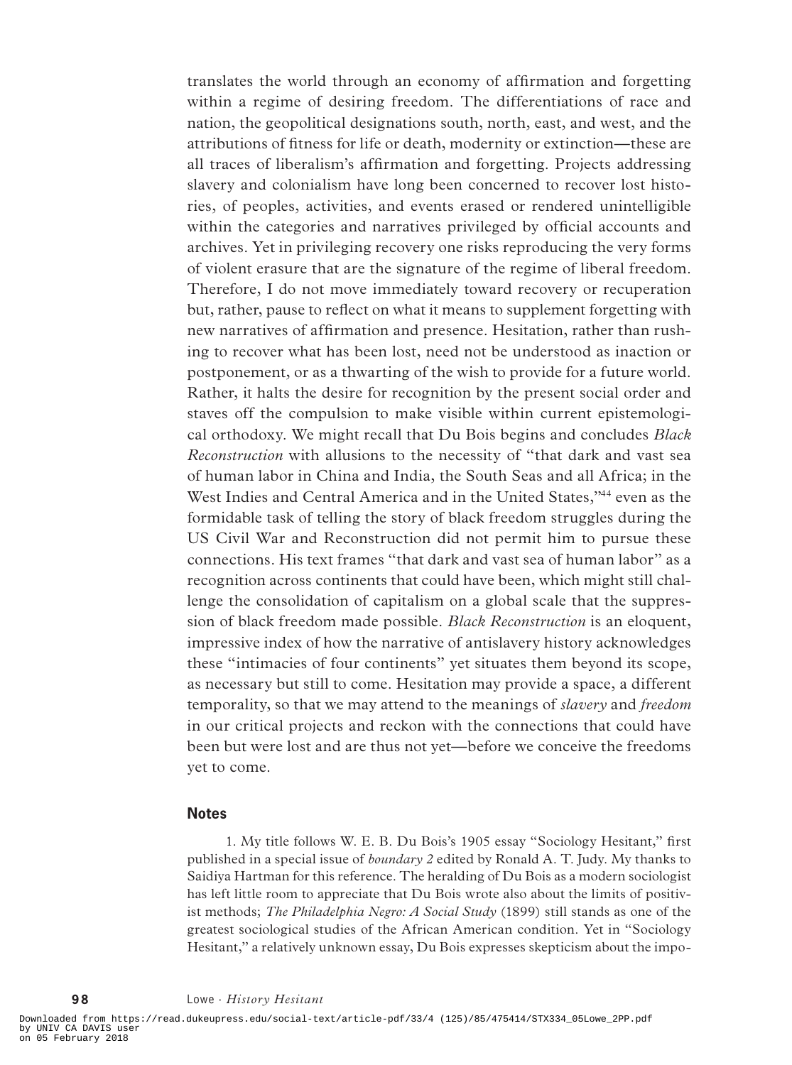translates the world through an economy of affirmation and forgetting within a regime of desiring freedom. The differentiations of race and nation, the geopolitical designations south, north, east, and west, and the attributions of fitness for life or death, modernity or extinction—these are all traces of liberalism's affirmation and forgetting. Projects addressing slavery and colonialism have long been concerned to recover lost histories, of peoples, activities, and events erased or rendered unintelligible within the categories and narratives privileged by official accounts and archives. Yet in privileging recovery one risks reproducing the very forms of violent erasure that are the signature of the regime of liberal freedom. Therefore, I do not move immediately toward recovery or recuperation but, rather, pause to reflect on what it means to supplement forgetting with new narratives of affirmation and presence. Hesitation, rather than rushing to recover what has been lost, need not be understood as inaction or postponement, or as a thwarting of the wish to provide for a future world. Rather, it halts the desire for recognition by the present social order and staves off the compulsion to make visible within current epistemological orthodoxy. We might recall that Du Bois begins and concludes *Black Reconstruction* with allusions to the necessity of "that dark and vast sea of human labor in China and India, the South Seas and all Africa; in the West Indies and Central America and in the United States,"[44] even as the formidable task of telling the story of black freedom struggles during the US Civil War and Reconstruction did not permit him to pursue these connections. His text frames "that dark and vast sea of human labor" as a recognition across continents that could have been, which might still challenge the consolidation of capitalism on a global scale that the suppression of black freedom made possible. *Black Reconstruction* is an eloquent, impressive index of how the narrative of antislavery history acknowledges these "intimacies of four continents" yet situates them beyond its scope, as necessary but still to come. Hesitation may provide a space, a different temporality, so that we may attend to the meanings of *slavery* and *freedom* in our critical projects and reckon with the connections that could have been but were lost and are thus not yet—before we conceive the freedoms yet to come.

## Notes

1. My title follows W. E. B. Du Bois's 1905 essay "Sociology Hesitant," first published in a special issue of *boundary 2* edited by Ronald A. T. Judy. My thanks to Saidiya Hartman for this reference. The heralding of Du Bois as a modern sociologist has left little room to appreciate that Du Bois wrote also about the limits of positivist methods; *The Philadelphia Negro: A Social Study* (1899) still stands as one of the greatest sociological studies of the African American condition. Yet in "Sociology Hesitant," a relatively unknown essay, Du Bois expresses skepticism about the impo-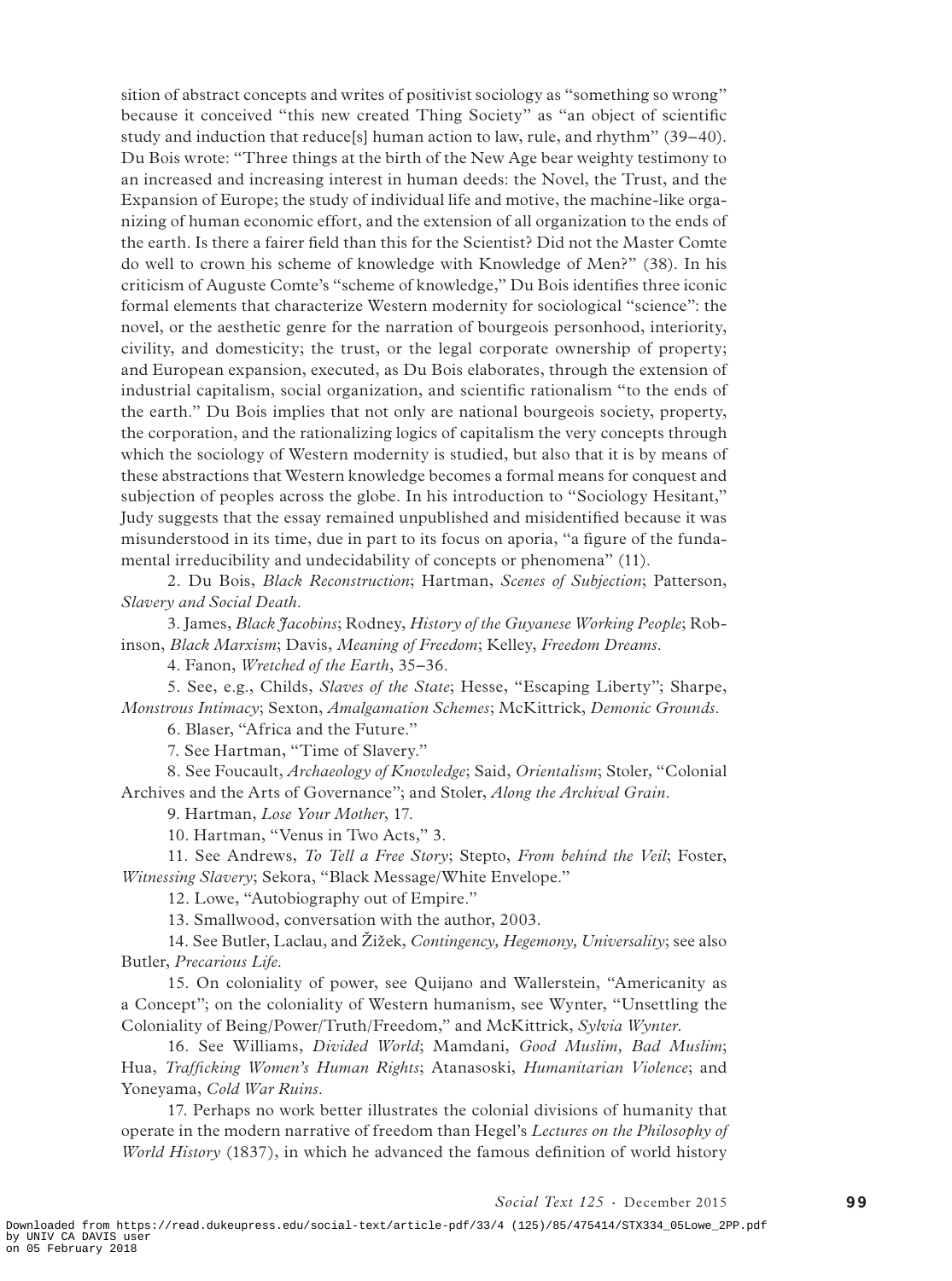sition of abstract concepts and writes of positivist sociology as "something so wrong" because it conceived "this new created Thing Society" as "an object of scientific study and induction that reduce[s] human action to law, rule, and rhythm" (39–40). Du Bois wrote: "Three things at the birth of the New Age bear weighty testimony to an increased and increasing interest in human deeds: the Novel, the Trust, and the Expansion of Europe; the study of individual life and motive, the machine-like organizing of human economic effort, and the extension of all organization to the ends of the earth. Is there a fairer field than this for the Scientist? Did not the Master Comte do well to crown his scheme of knowledge with Knowledge of Men?" (38). In his criticism of Auguste Comte's "scheme of knowledge," Du Bois identifies three iconic formal elements that characterize Western modernity for sociological "science": the novel, or the aesthetic genre for the narration of bourgeois personhood, interiority, civility, and domesticity; the trust, or the legal corporate ownership of property; and European expansion, executed, as Du Bois elaborates, through the extension of industrial capitalism, social organization, and scientific rationalism "to the ends of the earth." Du Bois implies that not only are national bourgeois society, property, the corporation, and the rationalizing logics of capitalism the very concepts through which the sociology of Western modernity is studied, but also that it is by means of these abstractions that Western knowledge becomes a formal means for conquest and subjection of peoples across the globe. In his introduction to "Sociology Hesitant," Judy suggests that the essay remained unpublished and misidentified because it was misunderstood in its time, due in part to its focus on aporia, "a figure of the fundamental irreducibility and undecidability of concepts or phenomena" (11).

2. Du Bois, *Black Reconstruction*; Hartman, *Scenes of Subjection*; Patterson, *Slavery and Social Death*.

3. James, *Black Jacobins*; Rodney, *History of the Guyanese Working People*; Robinson, *Black Marxism*; Davis, *Meaning of Freedom*; Kelley, *Freedom Dreams*.

4. Fanon, *Wretched of the Earth*, 35–36.

5. See, e.g., Childs, *Slaves of the State*; Hesse, "Escaping Liberty"; Sharpe, *Monstrous Intimacy*; Sexton, *Amalgamation Schemes*; McKittrick, *Demonic Grounds*.

6. Blaser, "Africa and the Future."

7. See Hartman, "Time of Slavery."

8. See Foucault, *Archaeology of Knowledge*; Said, *Orientalism*; Stoler, "Colonial Archives and the Arts of Governance"; and Stoler, *Along the Archival Grain*.

9. Hartman, *Lose Your Mother*, 17.

10. Hartman, "Venus in Two Acts," 3.

11. See Andrews, *To Tell a Free Story*; Stepto, *From behind the Veil*; Foster, *Witnessing Slavery*; Sekora, "Black Message/White Envelope."

12. Lowe, "Autobiography out of Empire."

13. Smallwood, conversation with the author, 2003.

14. See Butler, Laclau, and Žižek, *Contingency, Hegemony, Universality*; see also Butler, *Precarious Life*.

15. On coloniality of power, see Quijano and Wallerstein, "Americanity as a Concept"; on the coloniality of Western humanism, see Wynter, "Unsettling the Coloniality of Being/Power/Truth/Freedom," and McKittrick, *Sylvia Wynter*.

16. See Williams, *Divided World*; Mamdani, *Good Muslim, Bad Muslim*; Hua, *Trafficking Women's Human Rights*; Atanasoski, *Humanitarian Violence*; and Yoneyama, *Cold War Ruins*.

17. Perhaps no work better illustrates the colonial divisions of humanity that operate in the modern narrative of freedom than Hegel's *Lectures on the Philosophy of World History* (1837), in which he advanced the famous definition of world history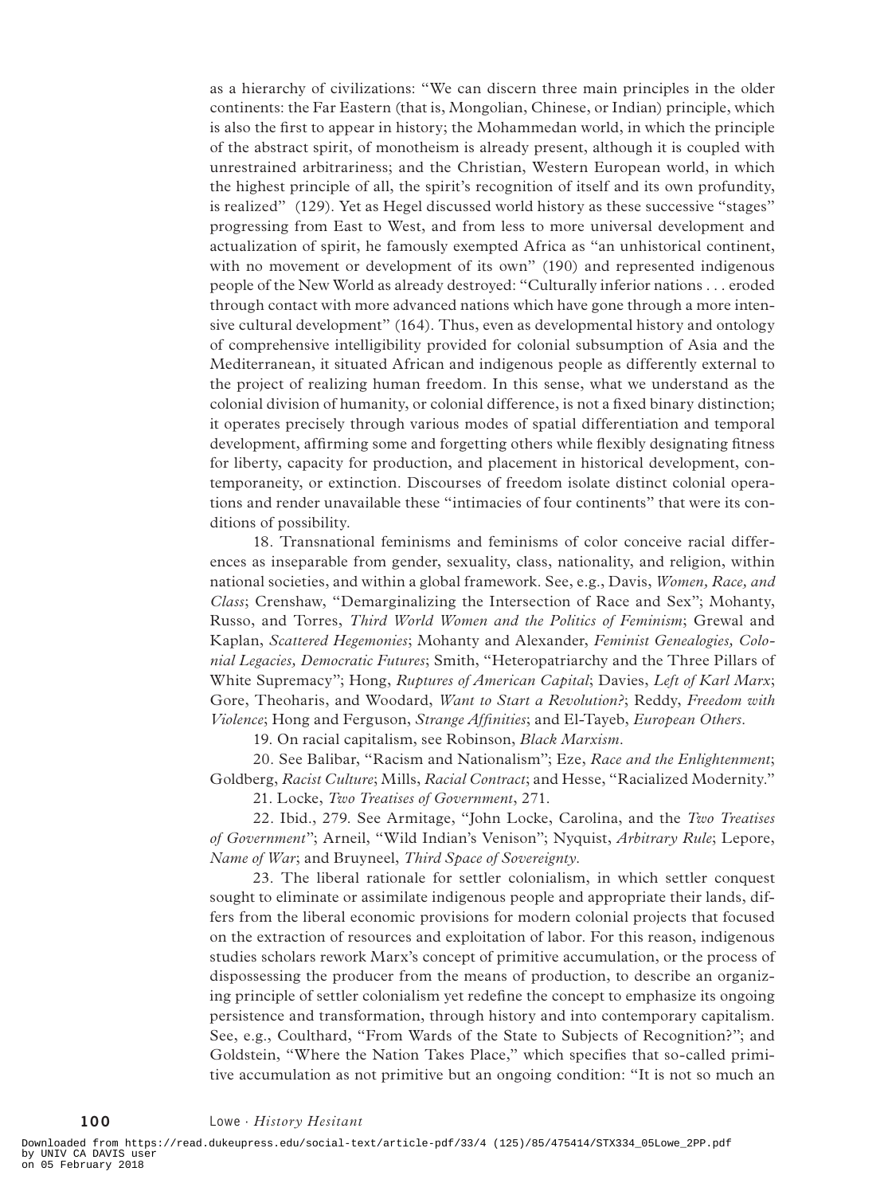as a hierarchy of civilizations: "We can discern three main principles in the older continents: the Far Eastern (that is, Mongolian, Chinese, or Indian) principle, which is also the first to appear in history; the Mohammedan world, in which the principle of the abstract spirit, of monotheism is already present, although it is coupled with unrestrained arbitrariness; and the Christian, Western European world, in which the highest principle of all, the spirit's recognition of itself and its own profundity, is realized" (129). Yet as Hegel discussed world history as these successive "stages" progressing from East to West, and from less to more universal development and actualization of spirit, he famously exempted Africa as "an unhistorical continent, with no movement or development of its own" (190) and represented indigenous people of the New World as already destroyed: "Culturally inferior nations . . . eroded through contact with more advanced nations which have gone through a more intensive cultural development" (164). Thus, even as developmental history and ontology of comprehensive intelligibility provided for colonial subsumption of Asia and the Mediterranean, it situated African and indigenous people as differently external to the project of realizing human freedom. In this sense, what we understand as the colonial division of humanity, or colonial difference, is not a fixed binary distinction; it operates precisely through various modes of spatial differentiation and temporal development, affirming some and forgetting others while flexibly designating fitness for liberty, capacity for production, and placement in historical development, contemporaneity, or extinction. Discourses of freedom isolate distinct colonial operations and render unavailable these "intimacies of four continents" that were its conditions of possibility.

18. Transnational feminisms and feminisms of color conceive racial differences as inseparable from gender, sexuality, class, nationality, and religion, within national societies, and within a global framework. See, e.g., Davis, *Women, Race, and Class*; Crenshaw, "Demarginalizing the Intersection of Race and Sex"; Mohanty, Russo, and Torres, *Third World Women and the Politics of Feminism*; Grewal and Kaplan, *Scattered Hegemonies*; Mohanty and Alexander, *Feminist Genealogies, Colonial Legacies, Democratic Futures*; Smith, "Heteropatriarchy and the Three Pillars of White Supremacy"; Hong, *Ruptures of American Capital*; Davies, *Left of Karl Marx*; Gore, Theoharis, and Woodard, *Want to Start a Revolution?*; Reddy, *Freedom with Violence*; Hong and Ferguson, *Strange Affinities*; and El-Tayeb, *European Others*.

19. On racial capitalism, see Robinson, *Black Marxism*.

20. See Balibar, "Racism and Nationalism"; Eze, *Race and the Enlightenment*; Goldberg, *Racist Culture*; Mills, *Racial Contract*; and Hesse, "Racialized Modernity."

21. Locke, *Two Treatises of Government*, 271.

22. Ibid., 279. See Armitage, "John Locke, Carolina, and the *Two Treatises of Government*"; Arneil, "Wild Indian's Venison"; Nyquist, *Arbitrary Rule*; Lepore, *Name of War*; and Bruyneel, *Third Space of Sovereignty*.

23. The liberal rationale for settler colonialism, in which settler conquest sought to eliminate or assimilate indigenous people and appropriate their lands, differs from the liberal economic provisions for modern colonial projects that focused on the extraction of resources and exploitation of labor. For this reason, indigenous studies scholars rework Marx's concept of primitive accumulation, or the process of dispossessing the producer from the means of production, to describe an organizing principle of settler colonialism yet redefine the concept to emphasize its ongoing persistence and transformation, through history and into contemporary capitalism. See, e.g., Coulthard, "From Wards of the State to Subjects of Recognition?"; and Goldstein, "Where the Nation Takes Place," which specifies that so-called primitive accumulation as not primitive but an ongoing condition: "It is not so much an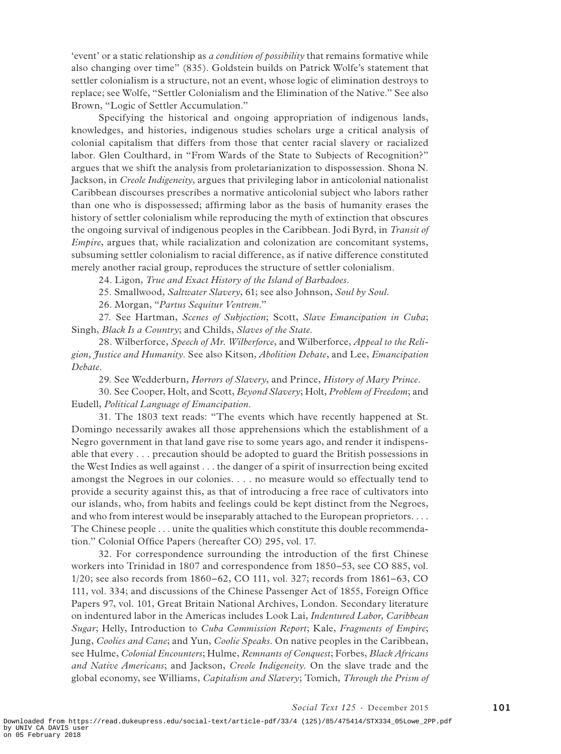'event' or a static relationship as *a condition of possibility* that remains formative while also changing over time" (835). Goldstein builds on Patrick Wolfe's statement that settler colonialism is a structure, not an event, whose logic of elimination destroys to replace; see Wolfe, "Settler Colonialism and the Elimination of the Native." See also Brown, "Logic of Settler Accumulation."

Specifying the historical and ongoing appropriation of indigenous lands, knowledges, and histories, indigenous studies scholars urge a critical analysis of colonial capitalism that differs from those that center racial slavery or racialized labor. Glen Coulthard, in "From Wards of the State to Subjects of Recognition?" argues that we shift the analysis from proletarianization to dispossession. Shona N. Jackson, in *Creole Indigeneity*, argues that privileging labor in anticolonial nationalist Caribbean discourses prescribes a normative anticolonial subject who labors rather than one who is dispossessed; affirming labor as the basis of humanity erases the history of settler colonialism while reproducing the myth of extinction that obscures the ongoing survival of indigenous peoples in the Caribbean. Jodi Byrd, in *Transit of Empire*, argues that, while racialization and colonization are concomitant systems, subsuming settler colonialism to racial difference, as if native difference constituted merely another racial group, reproduces the structure of settler colonialism.

24. Ligon, *True and Exact History of the Island of Barbadoes*.

25. Smallwood, *Saltwater Slavery*, 61; see also Johnson, *Soul by Soul*.

26. Morgan, "*Partus Sequitur Ventrem*."

27. See Hartman, *Scenes of Subjection*; Scott, *Slave Emancipation in Cuba*; Singh, *Black Is a Country*; and Childs, *Slaves of the State*.

28. Wilberforce, *Speech of Mr. Wilberforce*, and Wilberforce, *Appeal to the Religion, Justice and Humanity*. See also Kitson, *Abolition Debate*, and Lee, *Emancipation Debate*.

29. See Wedderburn, *Horrors of Slavery*, and Prince, *History of Mary Prince*.

30. See Cooper, Holt, and Scott, *Beyond Slavery*; Holt, *Problem of Freedom*; and Eudell, *Political Language of Emancipation*.

31. The 1803 text reads: "The events which have recently happened at St. Domingo necessarily awakes all those apprehensions which the establishment of a Negro government in that land gave rise to some years ago, and render it indispensable that every . . . precaution should be adopted to guard the British possessions in the West Indies as well against . . . the danger of a spirit of insurrection being excited amongst the Negroes in our colonies. . . . no measure would so effectually tend to provide a security against this, as that of introducing a free race of cultivators into our islands, who, from habits and feelings could be kept distinct from the Negroes, and who from interest would be inseparably attached to the European proprietors. . . . The Chinese people . . . unite the qualities which constitute this double recommendation." Colonial Office Papers (hereafter CO) 295, vol. 17.

32. For correspondence surrounding the introduction of the first Chinese workers into Trinidad in 1807 and correspondence from 1850–53, see CO 885, vol. 1/20; see also records from 1860–62, CO 111, vol. 327; records from 1861–63, CO 111, vol. 334; and discussions of the Chinese Passenger Act of 1855, Foreign Office Papers 97, vol. 101, Great Britain National Archives, London. Secondary literature on indentured labor in the Americas includes Look Lai, *Indentured Labor, Caribbean Sugar*; Helly, Introduction to *Cuba Commission Report*; Kale, *Fragments of Empire*; Jung, *Coolies and Cane*; and Yun, *Coolie Speaks*. On native peoples in the Caribbean, see Hulme, *Colonial Encounters*; Hulme, *Remnants of Conquest*; Forbes, *Black Africans and Native Americans*; and Jackson, *Creole Indigeneity*. On the slave trade and the global economy, see Williams, *Capitalism and Slavery*; Tomich, *Through the Prism of*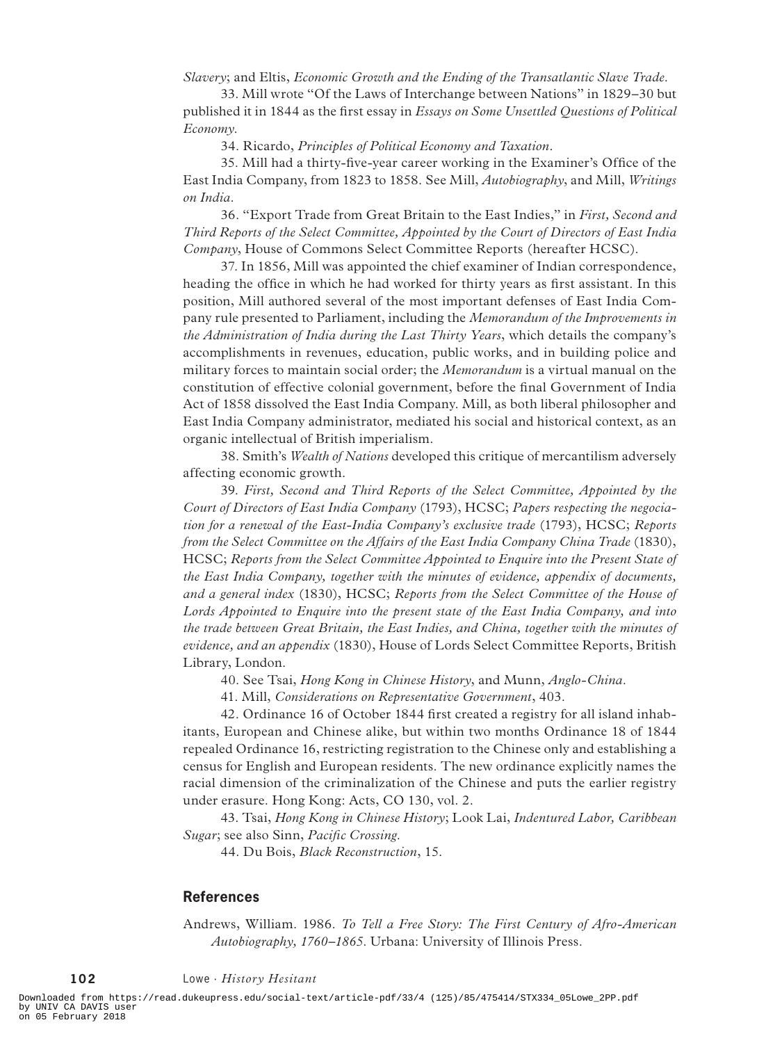*Slavery*; and Eltis, *Economic Growth and the Ending of the Transatlantic Slave Trade*.

33. Mill wrote "Of the Laws of Interchange between Nations" in 1829–30 but published it in 1844 as the first essay in *Essays on Some Unsettled Questions of Political Economy*.

34. Ricardo, *Principles of Political Economy and Taxation*.

35. Mill had a thirty-five-year career working in the Examiner's Office of the East India Company, from 1823 to 1858. See Mill, *Autobiography*, and Mill, *Writings on India*.

36. "Export Trade from Great Britain to the East Indies," in *First, Second and Third Reports of the Select Committee, Appointed by the Court of Directors of East India Company*, House of Commons Select Committee Reports (hereafter HCSC).

37. In 1856, Mill was appointed the chief examiner of Indian correspondence, heading the office in which he had worked for thirty years as first assistant. In this position, Mill authored several of the most important defenses of East India Company rule presented to Parliament, including the *Memorandum of the Improvements in the Administration of India during the Last Thirty Years*, which details the company's accomplishments in revenues, education, public works, and in building police and military forces to maintain social order; the *Memorandum* is a virtual manual on the constitution of effective colonial government, before the final Government of India Act of 1858 dissolved the East India Company. Mill, as both liberal philosopher and East India Company administrator, mediated his social and historical context, as an organic intellectual of British imperialism.

38. Smith's *Wealth of Nations* developed this critique of mercantilism adversely affecting economic growth.

39. *First, Second and Third Reports of the Select Committee, Appointed by the Court of Directors of East India Company* (1793), HCSC; *Papers respecting the negociation for a renewal of the East-India Company's exclusive trade* (1793), HCSC; *Reports from the Select Committee on the Affairs of the East India Company China Trade* (1830), HCSC; *Reports from the Select Committee Appointed to Enquire into the Present State of the East India Company, together with the minutes of evidence, appendix of documents, and a general index* (1830), HCSC; *Reports from the Select Committee of the House of Lords Appointed to Enquire into the present state of the East India Company, and into the trade between Great Britain, the East Indies, and China, together with the minutes of evidence, and an appendix* (1830), House of Lords Select Committee Reports, British Library, London.

40. See Tsai, *Hong Kong in Chinese History*, and Munn, *Anglo-China*.

41. Mill, *Considerations on Representative Government*, 403.

42. Ordinance 16 of October 1844 first created a registry for all island inhabitants, European and Chinese alike, but within two months Ordinance 18 of 1844 repealed Ordinance 16, restricting registration to the Chinese only and establishing a census for English and European residents. The new ordinance explicitly names the racial dimension of the criminalization of the Chinese and puts the earlier registry under erasure. Hong Kong: Acts, CO 130, vol. 2.

43. Tsai, *Hong Kong in Chinese History*; Look Lai, *Indentured Labor, Caribbean Sugar*; see also Sinn, *Pacific Crossing*.

44. Du Bois, *Black Reconstruction*, 15.

## References

Andrews, William. 1986. *To Tell a Free Story: The First Century of Afro-American Autobiography, 1760–1865*. Urbana: University of Illinois Press.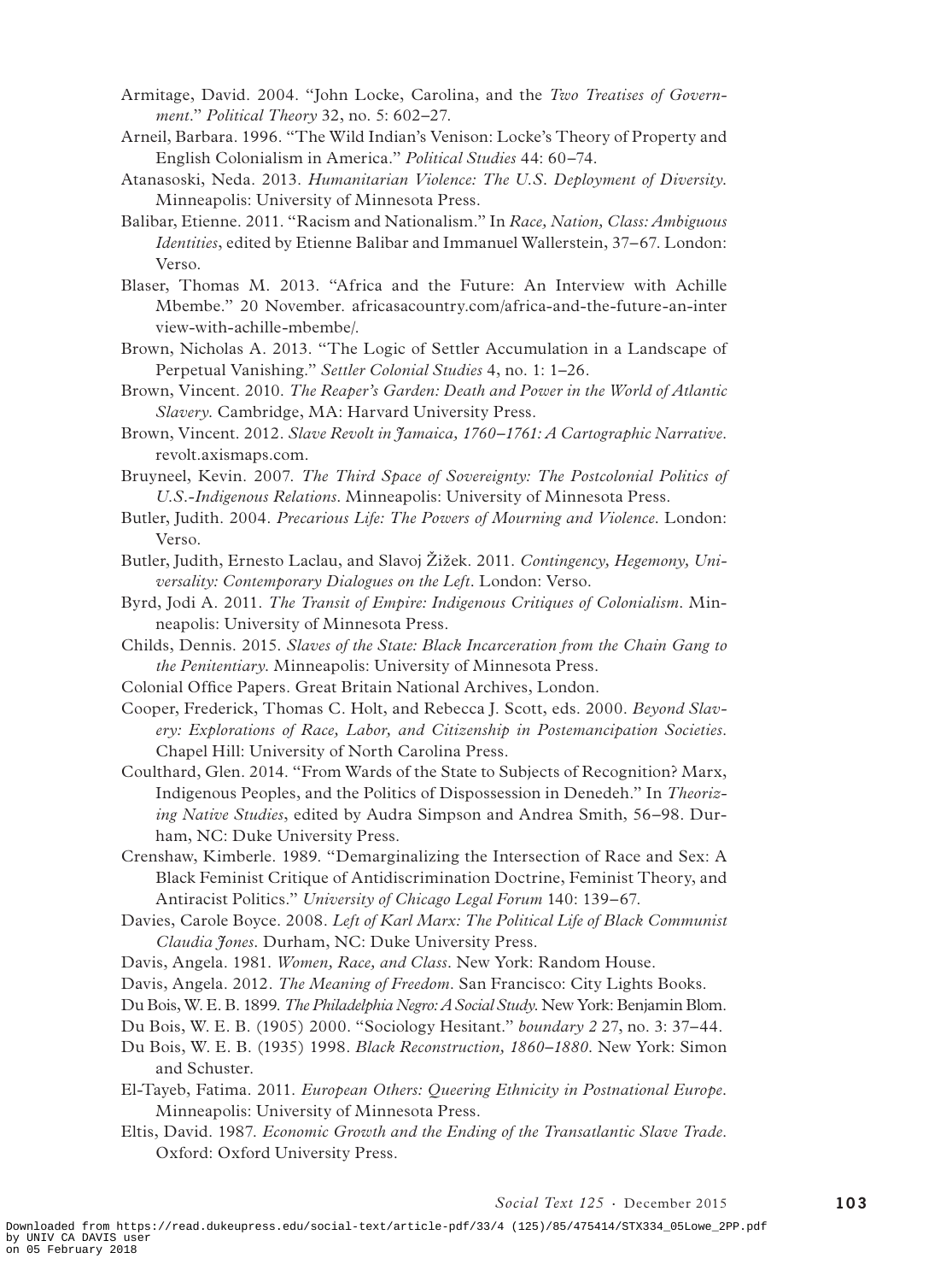Armitage, David. 2004. "John Locke, Carolina, and the *Two Treatises of Government*." *Political Theory* 32, no. 5: 602–27.

Arneil, Barbara. 1996. "The Wild Indian's Venison: Locke's Theory of Property and English Colonialism in America." *Political Studies* 44: 60–74.

Atanasoski, Neda. 2013. *Humanitarian Violence: The U.S. Deployment of Diversity*. Minneapolis: University of Minnesota Press.

Balibar, Etienne. 2011. "Racism and Nationalism." In *Race, Nation, Class: Ambiguous Identities*, edited by Etienne Balibar and Immanuel Wallerstein, 37–67. London: Verso.

Blaser, Thomas M. 2013. "Africa and the Future: An Interview with Achille Mbembe." 20 November. africasacountry.com/africa-and-the-future-an-interview-with-achille-mbembe/.

Brown, Nicholas A. 2013. "The Logic of Settler Accumulation in a Landscape of Perpetual Vanishing." *Settler Colonial Studies* 4, no. 1: 1–26.

Brown, Vincent. 2010. *The Reaper's Garden: Death and Power in the World of Atlantic Slavery*. Cambridge, MA: Harvard University Press.

Brown, Vincent. 2012. *Slave Revolt in Jamaica, 1760–1761: A Cartographic Narrative*. revolt.axismaps.com.

Bruyneel, Kevin. 2007. *The Third Space of Sovereignty: The Postcolonial Politics of U.S.-Indigenous Relations*. Minneapolis: University of Minnesota Press.

Butler, Judith. 2004. *Precarious Life: The Powers of Mourning and Violence*. London: Verso.

Butler, Judith, Ernesto Laclau, and Slavoj Žižek. 2011. *Contingency, Hegemony, Universality: Contemporary Dialogues on the Left*. London: Verso.

Byrd, Jodi A. 2011. *The Transit of Empire: Indigenous Critiques of Colonialism*. Minneapolis: University of Minnesota Press.

Childs, Dennis. 2015. *Slaves of the State: Black Incarceration from the Chain Gang to the Penitentiary*. Minneapolis: University of Minnesota Press.

Colonial Office Papers. Great Britain National Archives, London.

Cooper, Frederick, Thomas C. Holt, and Rebecca J. Scott, eds. 2000. *Beyond Slavery: Explorations of Race, Labor, and Citizenship in Postemancipation Societies*. Chapel Hill: University of North Carolina Press.

Coulthard, Glen. 2014. "From Wards of the State to Subjects of Recognition? Marx, Indigenous Peoples, and the Politics of Dispossession in Denedeh." In *Theorizing Native Studies*, edited by Audra Simpson and Andrea Smith, 56–98. Durham, NC: Duke University Press.

Crenshaw, Kimberle. 1989. "Demarginalizing the Intersection of Race and Sex: A Black Feminist Critique of Antidiscrimination Doctrine, Feminist Theory, and Antiracist Politics." *University of Chicago Legal Forum* 140: 139–67.

Davies, Carole Boyce. 2008. *Left of Karl Marx: The Political Life of Black Communist Claudia Jones*. Durham, NC: Duke University Press.

Davis, Angela. 1981. *Women, Race, and Class*. New York: Random House.

Davis, Angela. 2012. *The Meaning of Freedom*. San Francisco: City Lights Books.

Du Bois, W. E. B. 1899. *The Philadelphia Negro: A Social Study*. New York: Benjamin Blom.

Du Bois, W. E. B. (1905) 2000. "Sociology Hesitant." *boundary 2* 27, no. 3: 37–44.

Du Bois, W. E. B. (1935) 1998. *Black Reconstruction, 1860–1880*. New York: Simon and Schuster.

El-Tayeb, Fatima. 2011. *European Others: Queering Ethnicity in Postnational Europe*. Minneapolis: University of Minnesota Press.

Eltis, David. 1987. *Economic Growth and the Ending of the Transatlantic Slave Trade*. Oxford: Oxford University Press.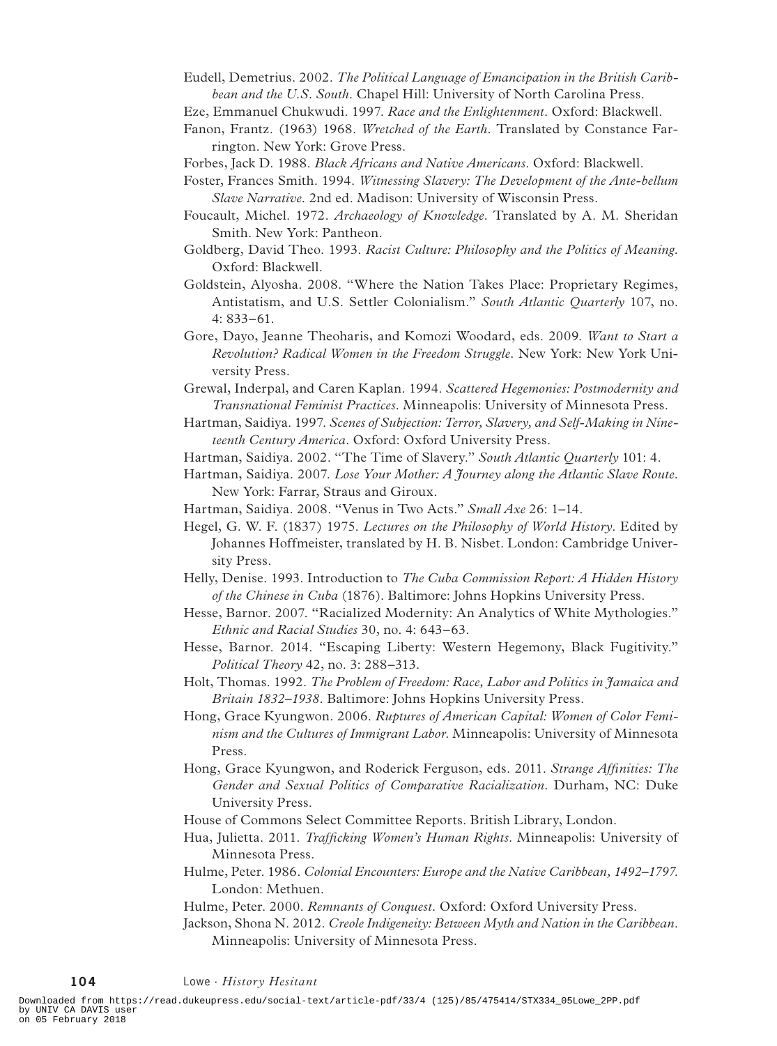Eudell, Demetrius. 2002. *The Political Language of Emancipation in the British Caribbean and the U.S. South*. Chapel Hill: University of North Carolina Press.

Eze, Emmanuel Chukwudi. 1997. *Race and the Enlightenment*. Oxford: Blackwell.

Fanon, Frantz. (1963) 1968. *Wretched of the Earth*. Translated by Constance Farrington. New York: Grove Press.

Forbes, Jack D. 1988. *Black Africans and Native Americans*. Oxford: Blackwell.

Foster, Frances Smith. 1994. *Witnessing Slavery: The Development of the Ante-bellum Slave Narrative*. 2nd ed. Madison: University of Wisconsin Press.

Foucault, Michel. 1972. *Archaeology of Knowledge*. Translated by A. M. Sheridan Smith. New York: Pantheon.

Goldberg, David Theo. 1993. *Racist Culture: Philosophy and the Politics of Meaning*. Oxford: Blackwell.

Goldstein, Alyosha. 2008. "Where the Nation Takes Place: Proprietary Regimes, Antistatism, and U.S. Settler Colonialism." *South Atlantic Quarterly* 107, no. 4: 833–61.

Gore, Dayo, Jeanne Theoharis, and Komozi Woodard, eds. 2009. *Want to Start a Revolution? Radical Women in the Freedom Struggle*. New York: New York University Press.

Grewal, Inderpal, and Caren Kaplan. 1994. *Scattered Hegemonies: Postmodernity and Transnational Feminist Practices*. Minneapolis: University of Minnesota Press.

Hartman, Saidiya. 1997. *Scenes of Subjection: Terror, Slavery, and Self-Making in Nineteenth Century America*. Oxford: Oxford University Press.

Hartman, Saidiya. 2002. "The Time of Slavery." *South Atlantic Quarterly* 101: 4.

Hartman, Saidiya. 2007. *Lose Your Mother: A Journey along the Atlantic Slave Route*. New York: Farrar, Straus and Giroux.

Hartman, Saidiya. 2008. "Venus in Two Acts." *Small Axe* 26: 1–14.

Hegel, G. W. F. (1837) 1975. *Lectures on the Philosophy of World History*. Edited by Johannes Hoffmeister, translated by H. B. Nisbet. London: Cambridge University Press.

Helly, Denise. 1993. Introduction to *The Cuba Commission Report: A Hidden History of the Chinese in Cuba* (1876). Baltimore: Johns Hopkins University Press.

Hesse, Barnor. 2007. "Racialized Modernity: An Analytics of White Mythologies." *Ethnic and Racial Studies* 30, no. 4: 643–63.

Hesse, Barnor. 2014. "Escaping Liberty: Western Hegemony, Black Fugitivity." *Political Theory* 42, no. 3: 288–313.

Holt, Thomas. 1992. *The Problem of Freedom: Race, Labor and Politics in Jamaica and Britain 1832–1938*. Baltimore: Johns Hopkins University Press.

Hong, Grace Kyungwon. 2006. *Ruptures of American Capital: Women of Color Feminism and the Cultures of Immigrant Labor*. Minneapolis: University of Minnesota Press.

Hong, Grace Kyungwon, and Roderick Ferguson, eds. 2011. *Strange Affinities: The Gender and Sexual Politics of Comparative Racialization*. Durham, NC: Duke University Press.

House of Commons Select Committee Reports. British Library, London.

Hua, Julietta. 2011. *Trafficking Women's Human Rights*. Minneapolis: University of Minnesota Press.

Hulme, Peter. 1986. *Colonial Encounters: Europe and the Native Caribbean, 1492–1797*. London: Methuen.

Hulme, Peter. 2000. *Remnants of Conquest*. Oxford: Oxford University Press.

Jackson, Shona N. 2012. *Creole Indigeneity: Between Myth and Nation in the Caribbean*. Minneapolis: University of Minnesota Press.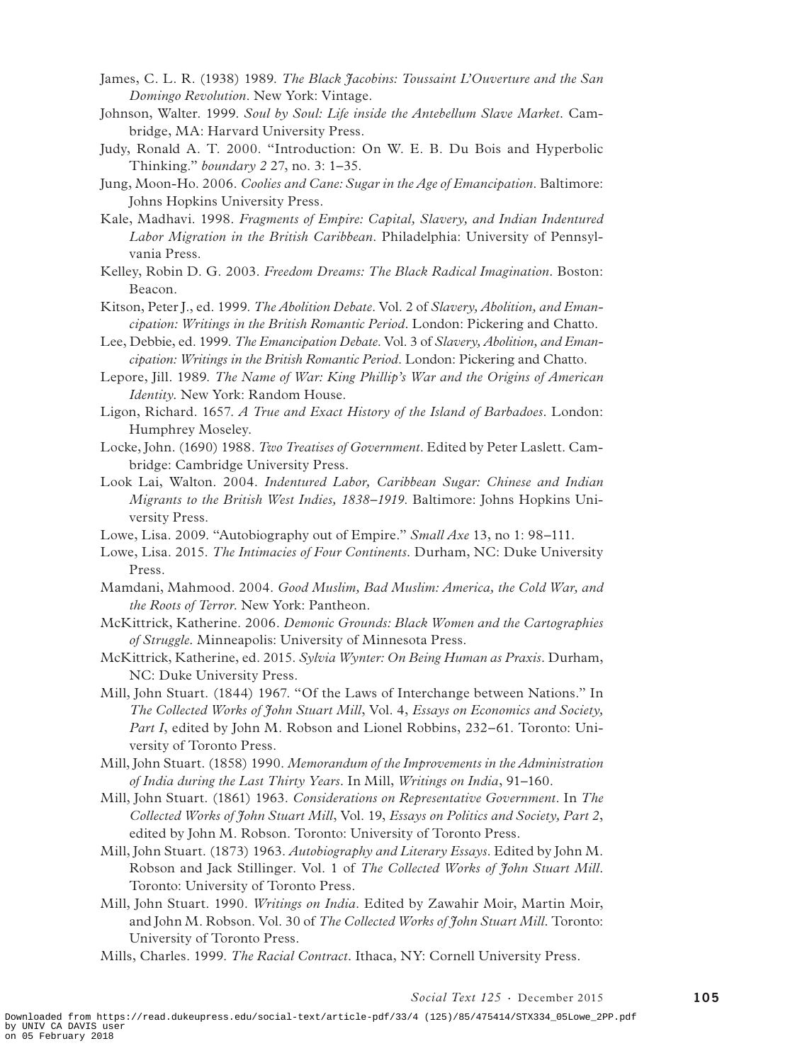James, C. L. R. (1938) 1989. *The Black Jacobins: Toussaint L'Ouverture and the San Domingo Revolution*. New York: Vintage.

Johnson, Walter. 1999. *Soul by Soul: Life inside the Antebellum Slave Market*. Cambridge, MA: Harvard University Press.

Judy, Ronald A. T. 2000. "Introduction: On W. E. B. Du Bois and Hyperbolic Thinking." *boundary 2* 27, no. 3: 1–35.

Jung, Moon-Ho. 2006. *Coolies and Cane: Sugar in the Age of Emancipation*. Baltimore: Johns Hopkins University Press.

Kale, Madhavi. 1998. *Fragments of Empire: Capital, Slavery, and Indian Indentured Labor Migration in the British Caribbean*. Philadelphia: University of Pennsylvania Press.

Kelley, Robin D. G. 2003. *Freedom Dreams: The Black Radical Imagination*. Boston: Beacon.

Kitson, Peter J., ed. 1999. *The Abolition Debate*. Vol. 2 of *Slavery, Abolition, and Emancipation: Writings in the British Romantic Period*. London: Pickering and Chatto.

Lee, Debbie, ed. 1999. *The Emancipation Debate*. Vol. 3 of *Slavery, Abolition, and Emancipation: Writings in the British Romantic Period*. London: Pickering and Chatto.

Lepore, Jill. 1989. *The Name of War: King Phillip's War and the Origins of American Identity*. New York: Random House.

Ligon, Richard. 1657. *A True and Exact History of the Island of Barbadoes*. London: Humphrey Moseley.

Locke, John. (1690) 1988. *Two Treatises of Government*. Edited by Peter Laslett. Cambridge: Cambridge University Press.

Look Lai, Walton. 2004. *Indentured Labor, Caribbean Sugar: Chinese and Indian Migrants to the British West Indies, 1838–1919*. Baltimore: Johns Hopkins University Press.

Lowe, Lisa. 2009. "Autobiography out of Empire." *Small Axe* 13, no 1: 98–111.

Lowe, Lisa. 2015. *The Intimacies of Four Continents*. Durham, NC: Duke University Press.

Mamdani, Mahmood. 2004. *Good Muslim, Bad Muslim: America, the Cold War, and the Roots of Terror*. New York: Pantheon.

McKittrick, Katherine. 2006. *Demonic Grounds: Black Women and the Cartographies of Struggle*. Minneapolis: University of Minnesota Press.

McKittrick, Katherine, ed. 2015. *Sylvia Wynter: On Being Human as Praxis*. Durham, NC: Duke University Press.

Mill, John Stuart. (1844) 1967. "Of the Laws of Interchange between Nations." In *The Collected Works of John Stuart Mill*, Vol. 4, *Essays on Economics and Society, Part I*, edited by John M. Robson and Lionel Robbins, 232–61. Toronto: University of Toronto Press.

Mill, John Stuart. (1858) 1990. *Memorandum of the Improvements in the Administration of India during the Last Thirty Years*. In Mill, *Writings on India*, 91–160.

Mill, John Stuart. (1861) 1963. *Considerations on Representative Government*. In *The Collected Works of John Stuart Mill*, Vol. 19, *Essays on Politics and Society, Part 2*, edited by John M. Robson. Toronto: University of Toronto Press.

Mill, John Stuart. (1873) 1963. *Autobiography and Literary Essays*. Edited by John M. Robson and Jack Stillinger. Vol. 1 of *The Collected Works of John Stuart Mill*. Toronto: University of Toronto Press.

Mill, John Stuart. 1990. *Writings on India*. Edited by Zawahir Moir, Martin Moir, and John M. Robson. Vol. 30 of *The Collected Works of John Stuart Mill*. Toronto: University of Toronto Press.

Mills, Charles. 1999. *The Racial Contract*. Ithaca, NY: Cornell University Press.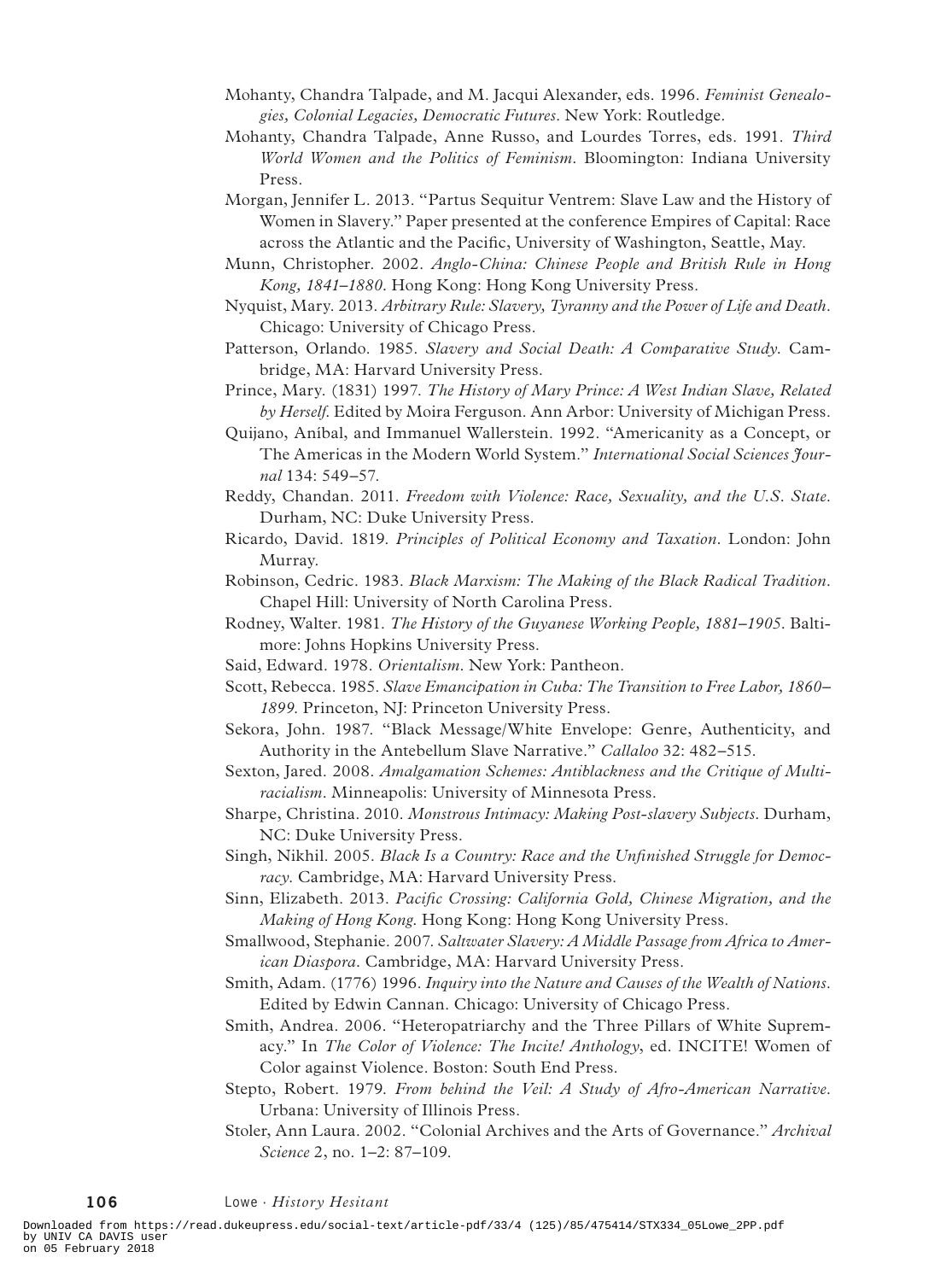Mohanty, Chandra Talpade, and M. Jacqui Alexander, eds. 1996. *Feminist Genealogies, Colonial Legacies, Democratic Futures*. New York: Routledge.

Mohanty, Chandra Talpade, Anne Russo, and Lourdes Torres, eds. 1991. *Third World Women and the Politics of Feminism*. Bloomington: Indiana University Press.

Morgan, Jennifer L. 2013. "Partus Sequitur Ventrem: Slave Law and the History of Women in Slavery." Paper presented at the conference Empires of Capital: Race across the Atlantic and the Pacific, University of Washington, Seattle, May.

Munn, Christopher. 2002. *Anglo-China: Chinese People and British Rule in Hong Kong, 1841–1880*. Hong Kong: Hong Kong University Press.

Nyquist, Mary. 2013. *Arbitrary Rule: Slavery, Tyranny and the Power of Life and Death*. Chicago: University of Chicago Press.

Patterson, Orlando. 1985. *Slavery and Social Death: A Comparative Study*. Cambridge, MA: Harvard University Press.

Prince, Mary. (1831) 1997. *The History of Mary Prince: A West Indian Slave, Related by Herself*. Edited by Moira Ferguson. Ann Arbor: University of Michigan Press.

Quijano, Aníbal, and Immanuel Wallerstein. 1992. "Americanity as a Concept, or The Americas in the Modern World System." *International Social Sciences Journal* 134: 549–57.

Reddy, Chandan. 2011. *Freedom with Violence: Race, Sexuality, and the U.S. State*. Durham, NC: Duke University Press.

Ricardo, David. 1819. *Principles of Political Economy and Taxation*. London: John Murray.

Robinson, Cedric. 1983. *Black Marxism: The Making of the Black Radical Tradition*. Chapel Hill: University of North Carolina Press.

Rodney, Walter. 1981. *The History of the Guyanese Working People, 1881–1905*. Baltimore: Johns Hopkins University Press.

Said, Edward. 1978. *Orientalism*. New York: Pantheon.

Scott, Rebecca. 1985. *Slave Emancipation in Cuba: The Transition to Free Labor, 1860–1899*. Princeton, NJ: Princeton University Press.

Sekora, John. 1987. "Black Message/White Envelope: Genre, Authenticity, and Authority in the Antebellum Slave Narrative." *Callaloo* 32: 482–515.

Sexton, Jared. 2008. *Amalgamation Schemes: Antiblackness and the Critique of Multiracialism*. Minneapolis: University of Minnesota Press.

Sharpe, Christina. 2010. *Monstrous Intimacy: Making Post-slavery Subjects*. Durham, NC: Duke University Press.

Singh, Nikhil. 2005. *Black Is a Country: Race and the Unfinished Struggle for Democracy*. Cambridge, MA: Harvard University Press.

Sinn, Elizabeth. 2013. *Pacific Crossing: California Gold, Chinese Migration, and the Making of Hong Kong*. Hong Kong: Hong Kong University Press.

Smallwood, Stephanie. 2007. *Saltwater Slavery: A Middle Passage from Africa to American Diaspora*. Cambridge, MA: Harvard University Press.

Smith, Adam. (1776) 1996. *Inquiry into the Nature and Causes of the Wealth of Nations*. Edited by Edwin Cannan. Chicago: University of Chicago Press.

Smith, Andrea. 2006. "Heteropatriarchy and the Three Pillars of White Supremacy." In *The Color of Violence: The Incite! Anthology*, ed. INCITE! Women of Color against Violence. Boston: South End Press.

Stepto, Robert. 1979. *From behind the Veil: A Study of Afro-American Narrative*. Urbana: University of Illinois Press.

Stoler, Ann Laura. 2002. "Colonial Archives and the Arts of Governance." *Archival Science* 2, no. 1–2: 87–109.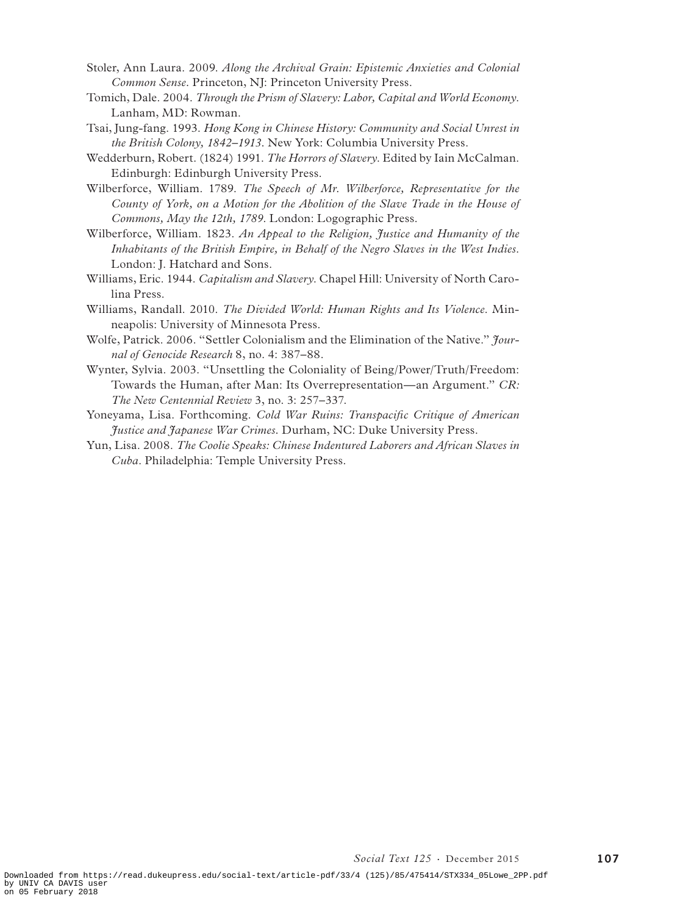Stoler, Ann Laura. 2009. *Along the Archival Grain: Epistemic Anxieties and Colonial Common Sense*. Princeton, NJ: Princeton University Press.

Tomich, Dale. 2004. *Through the Prism of Slavery: Labor, Capital and World Economy*. Lanham, MD: Rowman.

Tsai, Jung-fang. 1993. *Hong Kong in Chinese History: Community and Social Unrest in the British Colony, 1842–1913*. New York: Columbia University Press.

Wedderburn, Robert. (1824) 1991. *The Horrors of Slavery*. Edited by Iain McCalman. Edinburgh: Edinburgh University Press.

Wilberforce, William. 1789. *The Speech of Mr. Wilberforce, Representative for the County of York, on a Motion for the Abolition of the Slave Trade in the House of Commons, May the 12th, 1789*. London: Logographic Press.

Wilberforce, William. 1823. *An Appeal to the Religion, Justice and Humanity of the Inhabitants of the British Empire, in Behalf of the Negro Slaves in the West Indies*. London: J. Hatchard and Sons.

Williams, Eric. 1944. *Capitalism and Slavery*. Chapel Hill: University of North Carolina Press.

Williams, Randall. 2010. *The Divided World: Human Rights and Its Violence*. Minneapolis: University of Minnesota Press.

Wolfe, Patrick. 2006. "Settler Colonialism and the Elimination of the Native." *Journal of Genocide Research* 8, no. 4: 387–88.

Wynter, Sylvia. 2003. "Unsettling the Coloniality of Being/Power/Truth/Freedom: Towards the Human, after Man: Its Overrepresentation—an Argument." *CR: The New Centennial Review* 3, no. 3: 257–337.

Yoneyama, Lisa. Forthcoming. *Cold War Ruins: Transpacific Critique of American Justice and Japanese War Crimes*. Durham, NC: Duke University Press.

Yun, Lisa. 2008. *The Coolie Speaks: Chinese Indentured Laborers and African Slaves in Cuba*. Philadelphia: Temple University Press.